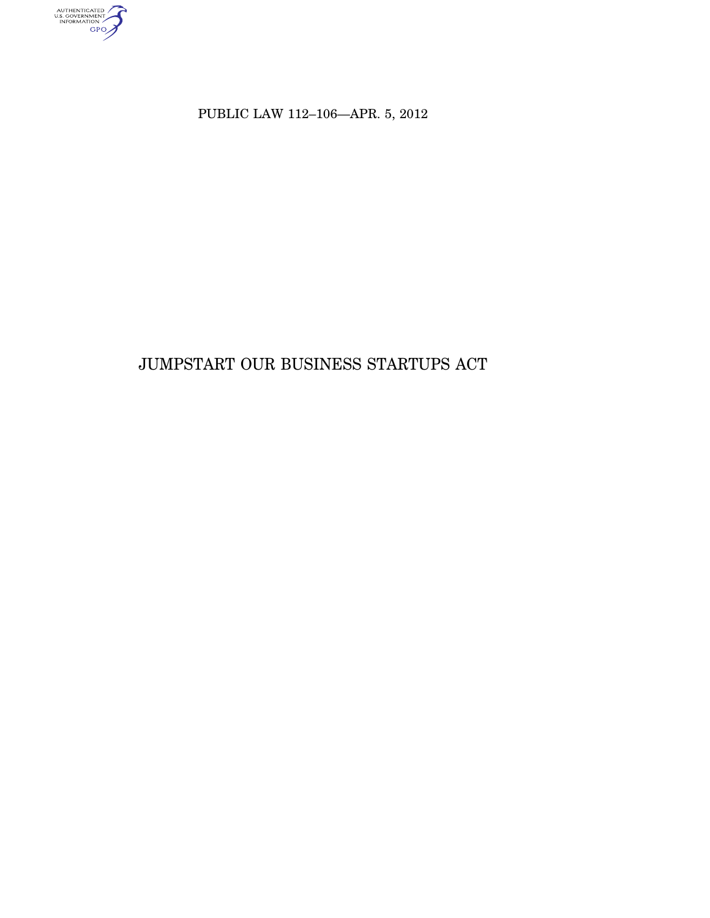PUBLIC LAW 112–106—APR. 5, 2012

# JUMPSTART OUR BUSINESS STARTUPS ACT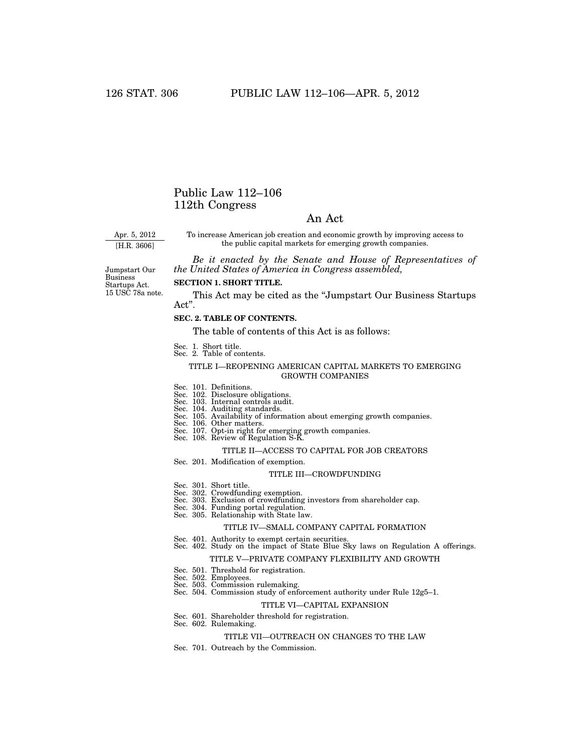# Public Law 112–106
# 112th Congress

## An Act

Apr. 5, 2012
[H.R. 3606]

To increase American job creation and economic growth by improving access to the public capital markets for emerging growth companies.

*Be it enacted by the Senate and House of Representatives of the United States of America in Congress assembled,*

Jumpstart Our Business Startups Act.
15 USC 78a note.

**SECTION 1. SHORT TITLE.**

This Act may be cited as the "Jumpstart Our Business Startups Act".

**SEC. 2. TABLE OF CONTENTS.**

The table of contents of this Act is as follows:

Sec. 1. Short title.
Sec. 2. Table of contents.

TITLE I—REOPENING AMERICAN CAPITAL MARKETS TO EMERGING GROWTH COMPANIES

Sec. 101. Definitions.
Sec. 102. Disclosure obligations.
Sec. 103. Internal controls audit.
Sec. 104. Auditing standards.
Sec. 105. Availability of information about emerging growth companies.
Sec. 106. Other matters.
Sec. 107. Opt-in right for emerging growth companies.
Sec. 108. Review of Regulation S-K.

TITLE II—ACCESS TO CAPITAL FOR JOB CREATORS

Sec. 201. Modification of exemption.

TITLE III—CROWDFUNDING

Sec. 301. Short title.
Sec. 302. Crowdfunding exemption.
Sec. 303. Exclusion of crowdfunding investors from shareholder cap.
Sec. 304. Funding portal regulation.
Sec. 305. Relationship with State law.

TITLE IV—SMALL COMPANY CAPITAL FORMATION

Sec. 401. Authority to exempt certain securities.
Sec. 402. Study on the impact of State Blue Sky laws on Regulation A offerings.

TITLE V—PRIVATE COMPANY FLEXIBILITY AND GROWTH

Sec. 501. Threshold for registration.
Sec. 502. Employees.
Sec. 503. Commission rulemaking.
Sec. 504. Commission study of enforcement authority under Rule 12g5–1.

TITLE VI—CAPITAL EXPANSION

Sec. 601. Shareholder threshold for registration.
Sec. 602. Rulemaking.

TITLE VII—OUTREACH ON CHANGES TO THE LAW

Sec. 701. Outreach by the Commission.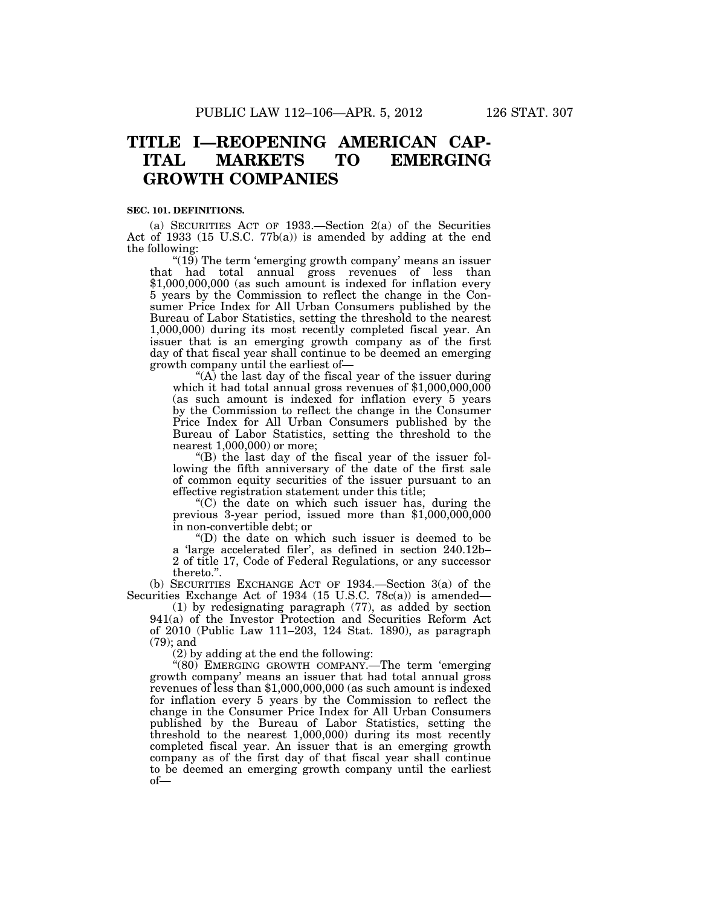# TITLE I—REOPENING AMERICAN CAPITAL MARKETS TO EMERGING GROWTH COMPANIES

**SEC. 101. DEFINITIONS.**

(a) SECURITIES ACT OF 1933.—Section 2(a) of the Securities Act of 1933 (15 U.S.C. 77b(a)) is amended by adding at the end the following:

"(19) The term 'emerging growth company' means an issuer that had total annual gross revenues of less than $1,000,000,000 (as such amount is indexed for inflation every 5 years by the Commission to reflect the change in the Consumer Price Index for All Urban Consumers published by the Bureau of Labor Statistics, setting the threshold to the nearest 1,000,000) during its most recently completed fiscal year. An issuer that is an emerging growth company as of the first day of that fiscal year shall continue to be deemed an emerging growth company until the earliest of—

"(A) the last day of the fiscal year of the issuer during which it had total annual gross revenues of $1,000,000,000 (as such amount is indexed for inflation every 5 years by the Commission to reflect the change in the Consumer Price Index for All Urban Consumers published by the Bureau of Labor Statistics, setting the threshold to the nearest 1,000,000) or more;

"(B) the last day of the fiscal year of the issuer following the fifth anniversary of the date of the first sale of common equity securities of the issuer pursuant to an effective registration statement under this title;

"(C) the date on which such issuer has, during the previous 3-year period, issued more than $1,000,000,000 in non-convertible debt; or

"(D) the date on which such issuer is deemed to be a 'large accelerated filer', as defined in section 240.12b–2 of title 17, Code of Federal Regulations, or any successor thereto.".

(b) SECURITIES EXCHANGE ACT OF 1934.—Section 3(a) of the Securities Exchange Act of 1934 (15 U.S.C. 78c(a)) is amended—

(1) by redesignating paragraph (77), as added by section 941(a) of the Investor Protection and Securities Reform Act of 2010 (Public Law 111–203, 124 Stat. 1890), as paragraph (79); and

(2) by adding at the end the following:

"(80) EMERGING GROWTH COMPANY.—The term 'emerging growth company' means an issuer that had total annual gross revenues of less than $1,000,000,000 (as such amount is indexed for inflation every 5 years by the Commission to reflect the change in the Consumer Price Index for All Urban Consumers published by the Bureau of Labor Statistics, setting the threshold to the nearest 1,000,000) during its most recently completed fiscal year. An issuer that is an emerging growth company as of the first day of that fiscal year shall continue to be deemed an emerging growth company until the earliest of—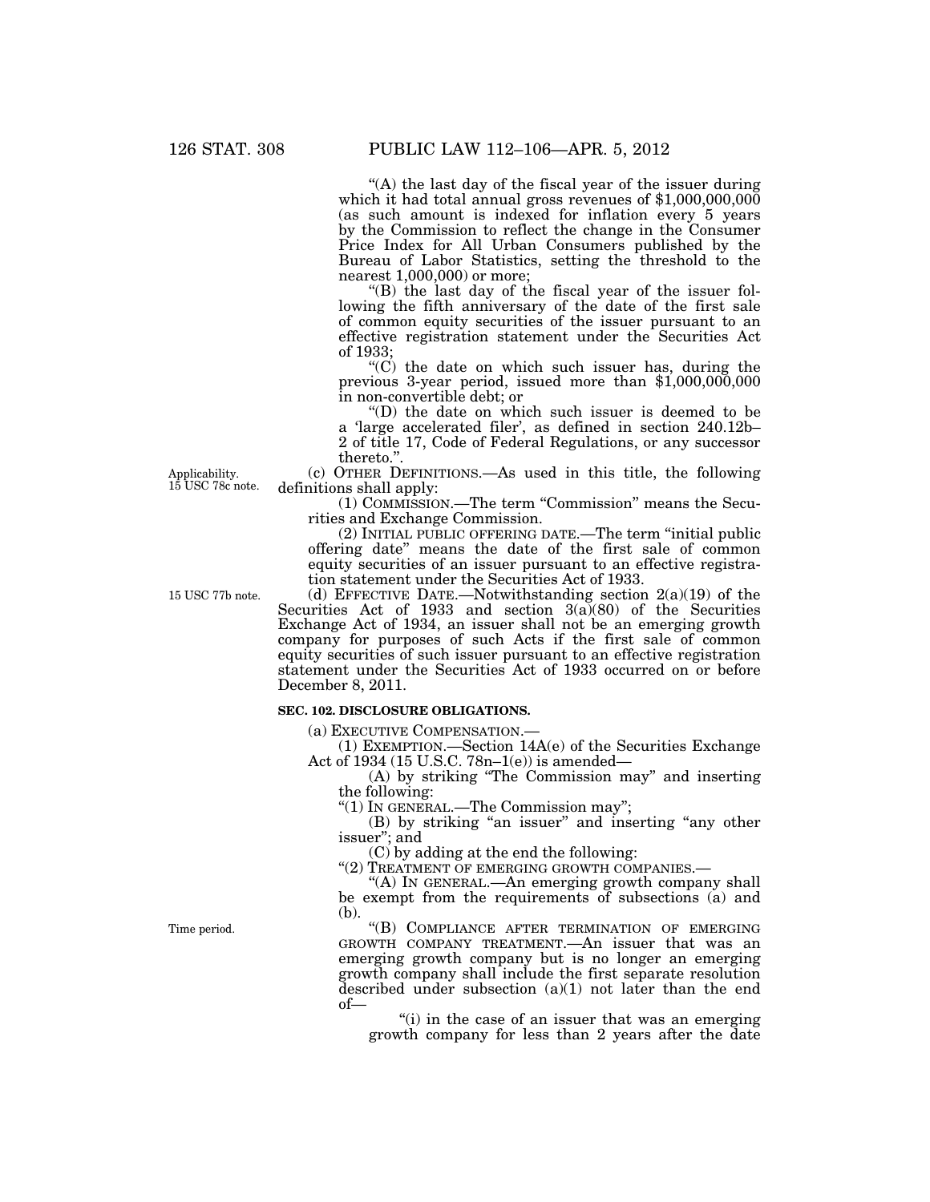"(A) the last day of the fiscal year of the issuer during which it had total annual gross revenues of $1,000,000,000 (as such amount is indexed for inflation every 5 years by the Commission to reflect the change in the Consumer Price Index for All Urban Consumers published by the Bureau of Labor Statistics, setting the threshold to the nearest 1,000,000) or more;

"(B) the last day of the fiscal year of the issuer following the fifth anniversary of the date of the first sale of common equity securities of the issuer pursuant to an effective registration statement under the Securities Act of 1933;

"(C) the date on which such issuer has, during the previous 3-year period, issued more than $1,000,000,000 in non-convertible debt; or

"(D) the date on which such issuer is deemed to be a 'large accelerated filer', as defined in section 240.12b–2 of title 17, Code of Federal Regulations, or any successor thereto.".

Applicability. 15 USC 78c note.

(c) OTHER DEFINITIONS.—As used in this title, the following definitions shall apply:

(1) COMMISSION.—The term "Commission" means the Securities and Exchange Commission.

(2) INITIAL PUBLIC OFFERING DATE.—The term "initial public offering date" means the date of the first sale of common equity securities of an issuer pursuant to an effective registration statement under the Securities Act of 1933.

15 USC 77b note.

(d) EFFECTIVE DATE.—Notwithstanding section 2(a)(19) of the Securities Act of 1933 and section 3(a)(80) of the Securities Exchange Act of 1934, an issuer shall not be an emerging growth company for purposes of such Acts if the first sale of common equity securities of such issuer pursuant to an effective registration statement under the Securities Act of 1933 occurred on or before December 8, 2011.

**SEC. 102. DISCLOSURE OBLIGATIONS.**

(a) EXECUTIVE COMPENSATION.—

(1) EXEMPTION.—Section 14A(e) of the Securities Exchange Act of 1934 (15 U.S.C. 78n–1(e)) is amended—

(A) by striking "The Commission may" and inserting the following:

"(1) IN GENERAL.—The Commission may";

(B) by striking "an issuer" and inserting "any other issuer"; and

(C) by adding at the end the following:

"(2) TREATMENT OF EMERGING GROWTH COMPANIES.—

"(A) IN GENERAL.—An emerging growth company shall be exempt from the requirements of subsections (a) and (b).

Time period.

"(B) COMPLIANCE AFTER TERMINATION OF EMERGING GROWTH COMPANY TREATMENT.—An issuer that was an emerging growth company but is no longer an emerging growth company shall include the first separate resolution described under subsection (a)(1) not later than the end of—

"(i) in the case of an issuer that was an emerging growth company for less than 2 years after the date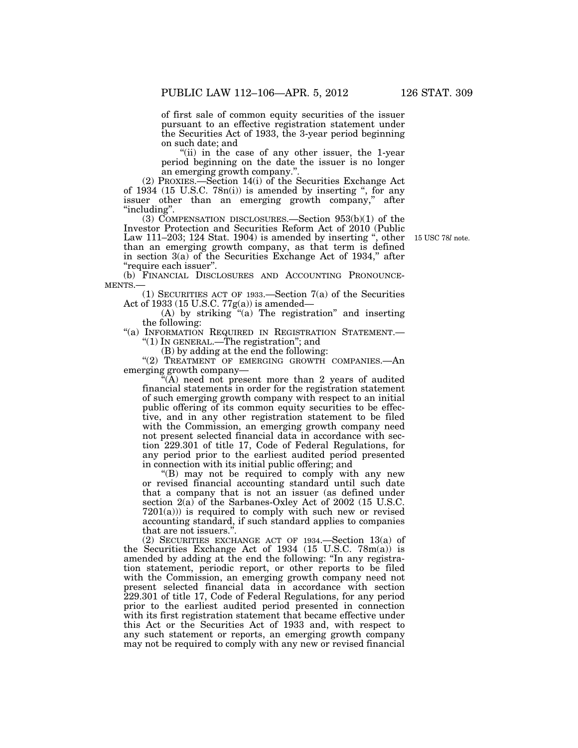of first sale of common equity securities of the issuer pursuant to an effective registration statement under the Securities Act of 1933, the 3-year period beginning on such date; and

"(ii) in the case of any other issuer, the 1-year period beginning on the date the issuer is no longer an emerging growth company.".

(2) PROXIES.—Section 14(i) of the Securities Exchange Act of 1934 (15 U.S.C. 78n(i)) is amended by inserting ", for any issuer other than an emerging growth company," after "including".

(3) COMPENSATION DISCLOSURES.—Section 953(b)(1) of the Investor Protection and Securities Reform Act of 2010 (Public Law 111–203; 124 Stat. 1904) is amended by inserting ", other than an emerging growth company, as that term is defined in section 3(a) of the Securities Exchange Act of 1934," after "require each issuer".

15 USC 78*l* note.

(b) FINANCIAL DISCLOSURES AND ACCOUNTING PRONOUNCEMENTS.—

(1) SECURITIES ACT OF 1933.—Section 7(a) of the Securities Act of 1933 (15 U.S.C. 77g(a)) is amended—

(A) by striking "(a) The registration" and inserting the following:

"(a) INFORMATION REQUIRED IN REGISTRATION STATEMENT.—

"(1) IN GENERAL.—The registration"; and

(B) by adding at the end the following:

"(2) TREATMENT OF EMERGING GROWTH COMPANIES.—An emerging growth company—

"(A) need not present more than 2 years of audited financial statements in order for the registration statement of such emerging growth company with respect to an initial public offering of its common equity securities to be effective, and in any other registration statement to be filed with the Commission, an emerging growth company need not present selected financial data in accordance with section 229.301 of title 17, Code of Federal Regulations, for any period prior to the earliest audited period presented in connection with its initial public offering; and

"(B) may not be required to comply with any new or revised financial accounting standard until such date that a company that is not an issuer (as defined under section 2(a) of the Sarbanes-Oxley Act of 2002 (15 U.S.C. 7201(a))) is required to comply with such new or revised accounting standard, if such standard applies to companies that are not issuers.".

(2) SECURITIES EXCHANGE ACT OF 1934.—Section 13(a) of the Securities Exchange Act of 1934 (15 U.S.C. 78m(a)) is amended by adding at the end the following: "In any registration statement, periodic report, or other reports to be filed with the Commission, an emerging growth company need not present selected financial data in accordance with section 229.301 of title 17, Code of Federal Regulations, for any period prior to the earliest audited period presented in connection with its first registration statement that became effective under this Act or the Securities Act of 1933 and, with respect to any such statement or reports, an emerging growth company may not be required to comply with any new or revised financial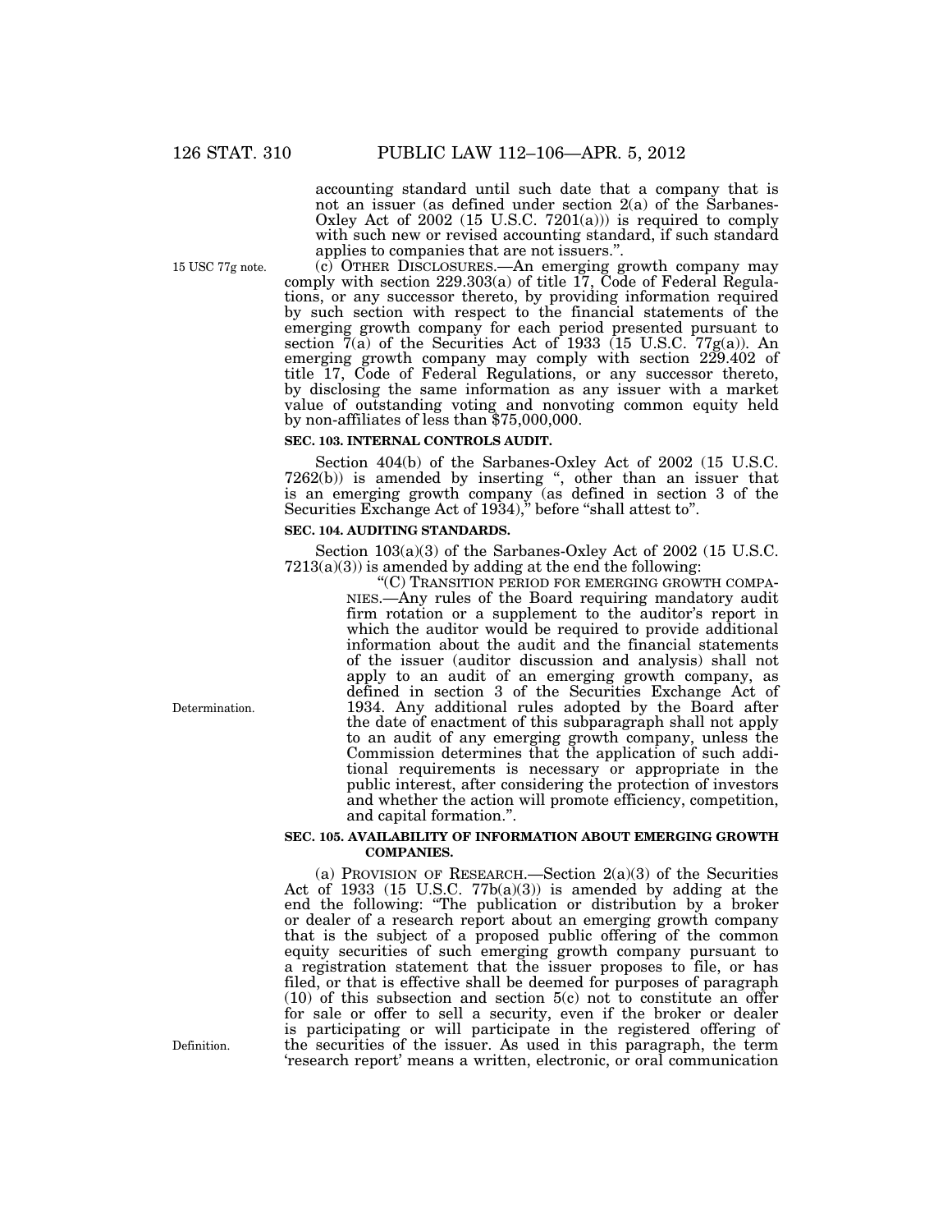accounting standard until such date that a company that is not an issuer (as defined under section 2(a) of the Sarbanes-Oxley Act of 2002 (15 U.S.C. 7201(a))) is required to comply with such new or revised accounting standard, if such standard applies to companies that are not issuers.".

15 USC 77g note.

(c) OTHER DISCLOSURES.—An emerging growth company may comply with section 229.303(a) of title 17, Code of Federal Regulations, or any successor thereto, by providing information required by such section with respect to the financial statements of the emerging growth company for each period presented pursuant to section 7(a) of the Securities Act of 1933 (15 U.S.C. 77g(a)). An emerging growth company may comply with section 229.402 of title 17, Code of Federal Regulations, or any successor thereto, by disclosing the same information as any issuer with a market value of outstanding voting and nonvoting common equity held by non-affiliates of less than $75,000,000.

**SEC. 103. INTERNAL CONTROLS AUDIT.**

Section 404(b) of the Sarbanes-Oxley Act of 2002 (15 U.S.C. 7262(b)) is amended by inserting ", other than an issuer that is an emerging growth company (as defined in section 3 of the Securities Exchange Act of 1934)," before "shall attest to".

**SEC. 104. AUDITING STANDARDS.**

Section 103(a)(3) of the Sarbanes-Oxley Act of 2002 (15 U.S.C. 7213(a)(3)) is amended by adding at the end the following:

"(C) TRANSITION PERIOD FOR EMERGING GROWTH COMPANIES.—Any rules of the Board requiring mandatory audit firm rotation or a supplement to the auditor's report in which the auditor would be required to provide additional information about the audit and the financial statements of the issuer (auditor discussion and analysis) shall not apply to an audit of an emerging growth company, as defined in section 3 of the Securities Exchange Act of 1934. Any additional rules adopted by the Board after the date of enactment of this subparagraph shall not apply to an audit of any emerging growth company, unless the Commission determines that the application of such additional requirements is necessary or appropriate in the public interest, after considering the protection of investors and whether the action will promote efficiency, competition, and capital formation.".

Determination.

**SEC. 105. AVAILABILITY OF INFORMATION ABOUT EMERGING GROWTH COMPANIES.**

(a) PROVISION OF RESEARCH.—Section 2(a)(3) of the Securities Act of 1933 (15 U.S.C. 77b(a)(3)) is amended by adding at the end the following: "The publication or distribution by a broker or dealer of a research report about an emerging growth company that is the subject of a proposed public offering of the common equity securities of such emerging growth company pursuant to a registration statement that the issuer proposes to file, or has filed, or that is effective shall be deemed for purposes of paragraph (10) of this subsection and section 5(c) not to constitute an offer for sale or offer to sell a security, even if the broker or dealer is participating or will participate in the registered offering of the securities of the issuer. As used in this paragraph, the term 'research report' means a written, electronic, or oral communication

Definition.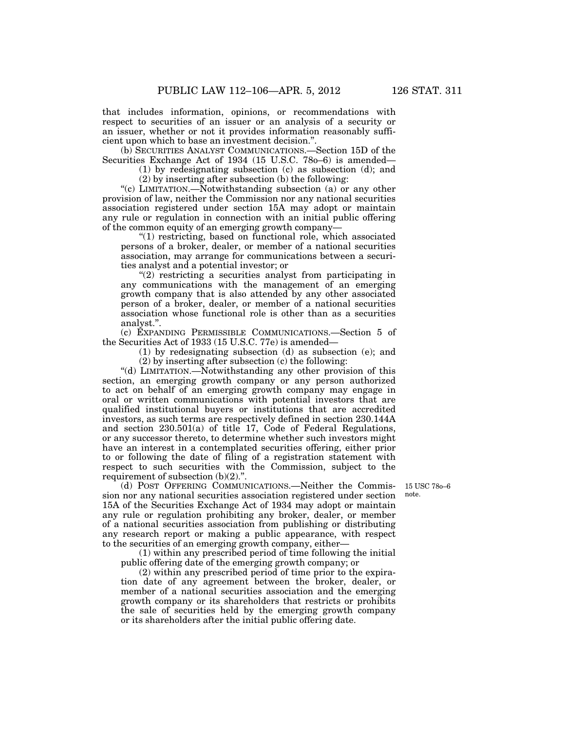that includes information, opinions, or recommendations with respect to securities of an issuer or an analysis of a security or an issuer, whether or not it provides information reasonably sufficient upon which to base an investment decision.".

(b) SECURITIES ANALYST COMMUNICATIONS.—Section 15D of the Securities Exchange Act of 1934 (15 U.S.C. 78o–6) is amended—

(1) by redesignating subsection (c) as subsection (d); and

(2) by inserting after subsection (b) the following:

"(c) LIMITATION.—Notwithstanding subsection (a) or any other provision of law, neither the Commission nor any national securities association registered under section 15A may adopt or maintain any rule or regulation in connection with an initial public offering of the common equity of an emerging growth company—

"(1) restricting, based on functional role, which associated persons of a broker, dealer, or member of a national securities association, may arrange for communications between a securities analyst and a potential investor; or

"(2) restricting a securities analyst from participating in any communications with the management of an emerging growth company that is also attended by any other associated person of a broker, dealer, or member of a national securities association whose functional role is other than as a securities analyst.".

(c) EXPANDING PERMISSIBLE COMMUNICATIONS.—Section 5 of the Securities Act of 1933 (15 U.S.C. 77e) is amended—

(1) by redesignating subsection (d) as subsection (e); and

(2) by inserting after subsection (c) the following:

"(d) LIMITATION.—Notwithstanding any other provision of this section, an emerging growth company or any person authorized to act on behalf of an emerging growth company may engage in oral or written communications with potential investors that are qualified institutional buyers or institutions that are accredited investors, as such terms are respectively defined in section 230.144A and section 230.501(a) of title 17, Code of Federal Regulations, or any successor thereto, to determine whether such investors might have an interest in a contemplated securities offering, either prior to or following the date of filing of a registration statement with respect to such securities with the Commission, subject to the requirement of subsection (b)(2).".

15 USC 78o–6 note.

(d) POST OFFERING COMMUNICATIONS.—Neither the Commission nor any national securities association registered under section 15A of the Securities Exchange Act of 1934 may adopt or maintain any rule or regulation prohibiting any broker, dealer, or member of a national securities association from publishing or distributing any research report or making a public appearance, with respect to the securities of an emerging growth company, either—

(1) within any prescribed period of time following the initial public offering date of the emerging growth company; or

(2) within any prescribed period of time prior to the expiration date of any agreement between the broker, dealer, or member of a national securities association and the emerging growth company or its shareholders that restricts or prohibits the sale of securities held by the emerging growth company or its shareholders after the initial public offering date.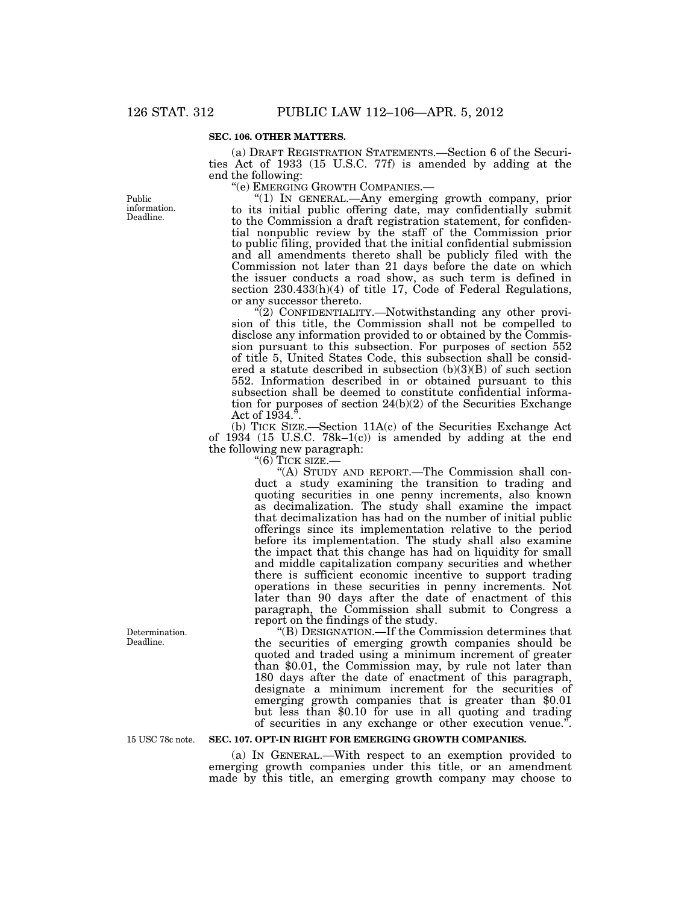**SEC. 106. OTHER MATTERS.**

(a) DRAFT REGISTRATION STATEMENTS.—Section 6 of the Securities Act of 1933 (15 U.S.C. 77f) is amended by adding at the end the following:

"(e) EMERGING GROWTH COMPANIES.—

Public information. Deadline.

"(1) IN GENERAL.—Any emerging growth company, prior to its initial public offering date, may confidentially submit to the Commission a draft registration statement, for confidential nonpublic review by the staff of the Commission prior to public filing, provided that the initial confidential submission and all amendments thereto shall be publicly filed with the Commission not later than 21 days before the date on which the issuer conducts a road show, as such term is defined in section 230.433(h)(4) of title 17, Code of Federal Regulations, or any successor thereto.

"(2) CONFIDENTIALITY.—Notwithstanding any other provision of this title, the Commission shall not be compelled to disclose any information provided to or obtained by the Commission pursuant to this subsection. For purposes of section 552 of title 5, United States Code, this subsection shall be considered a statute described in subsection (b)(3)(B) of such section 552. Information described in or obtained pursuant to this subsection shall be deemed to constitute confidential information for purposes of section 24(b)(2) of the Securities Exchange Act of 1934.".

(b) TICK SIZE.—Section 11A(c) of the Securities Exchange Act of 1934 (15 U.S.C. 78k–1(c)) is amended by adding at the end the following new paragraph:

"(6) TICK SIZE.—

"(A) STUDY AND REPORT.—The Commission shall conduct a study examining the transition to trading and quoting securities in one penny increments, also known as decimalization. The study shall examine the impact that decimalization has had on the number of initial public offerings since its implementation relative to the period before its implementation. The study shall also examine the impact that this change has had on liquidity for small and middle capitalization company securities and whether there is sufficient economic incentive to support trading operations in these securities in penny increments. Not later than 90 days after the date of enactment of this paragraph, the Commission shall submit to Congress a report on the findings of the study.

Determination. Deadline.

"(B) DESIGNATION.—If the Commission determines that the securities of emerging growth companies should be quoted and traded using a minimum increment of greater than $0.01, the Commission may, by rule not later than 180 days after the date of enactment of this paragraph, designate a minimum increment for the securities of emerging growth companies that is greater than $0.01 but less than $0.10 for use in all quoting and trading of securities in any exchange or other execution venue.".

15 USC 78c note.

**SEC. 107. OPT-IN RIGHT FOR EMERGING GROWTH COMPANIES.**

(a) IN GENERAL.—With respect to an exemption provided to emerging growth companies under this title, or an amendment made by this title, an emerging growth company may choose to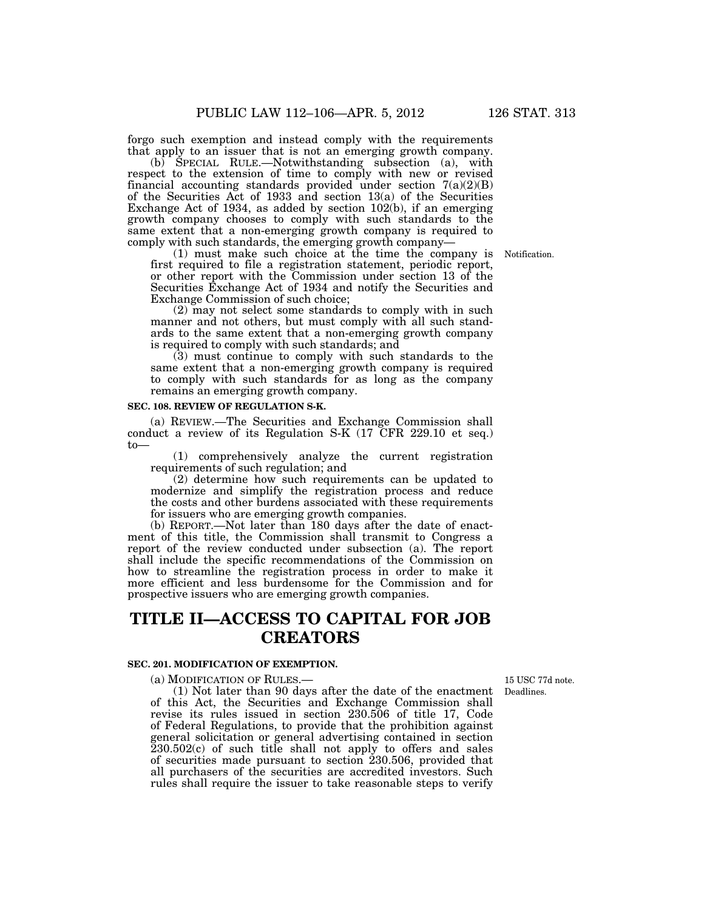forgo such exemption and instead comply with the requirements that apply to an issuer that is not an emerging growth company.

(b) SPECIAL RULE.—Notwithstanding subsection (a), with respect to the extension of time to comply with new or revised financial accounting standards provided under section 7(a)(2)(B) of the Securities Act of 1933 and section 13(a) of the Securities Exchange Act of 1934, as added by section 102(b), if an emerging growth company chooses to comply with such standards to the same extent that a non-emerging growth company is required to comply with such standards, the emerging growth company—

Notification.

(1) must make such choice at the time the company is first required to file a registration statement, periodic report, or other report with the Commission under section 13 of the Securities Exchange Act of 1934 and notify the Securities and Exchange Commission of such choice;

(2) may not select some standards to comply with in such manner and not others, but must comply with all such standards to the same extent that a non-emerging growth company is required to comply with such standards; and

(3) must continue to comply with such standards to the same extent that a non-emerging growth company is required to comply with such standards for as long as the company remains an emerging growth company.

**SEC. 108. REVIEW OF REGULATION S-K.**

(a) REVIEW.—The Securities and Exchange Commission shall conduct a review of its Regulation S-K (17 CFR 229.10 et seq.) to—

(1) comprehensively analyze the current registration requirements of such regulation; and

(2) determine how such requirements can be updated to modernize and simplify the registration process and reduce the costs and other burdens associated with these requirements for issuers who are emerging growth companies.

(b) REPORT.—Not later than 180 days after the date of enactment of this title, the Commission shall transmit to Congress a report of the review conducted under subsection (a). The report shall include the specific recommendations of the Commission on how to streamline the registration process in order to make it more efficient and less burdensome for the Commission and for prospective issuers who are emerging growth companies.

# TITLE II—ACCESS TO CAPITAL FOR JOB CREATORS

**SEC. 201. MODIFICATION OF EXEMPTION.**

15 USC 77d note.
Deadlines.

(a) MODIFICATION OF RULES.—

(1) Not later than 90 days after the date of the enactment of this Act, the Securities and Exchange Commission shall revise its rules issued in section 230.506 of title 17, Code of Federal Regulations, to provide that the prohibition against general solicitation or general advertising contained in section 230.502(c) of such title shall not apply to offers and sales of securities made pursuant to section 230.506, provided that all purchasers of the securities are accredited investors. Such rules shall require the issuer to take reasonable steps to verify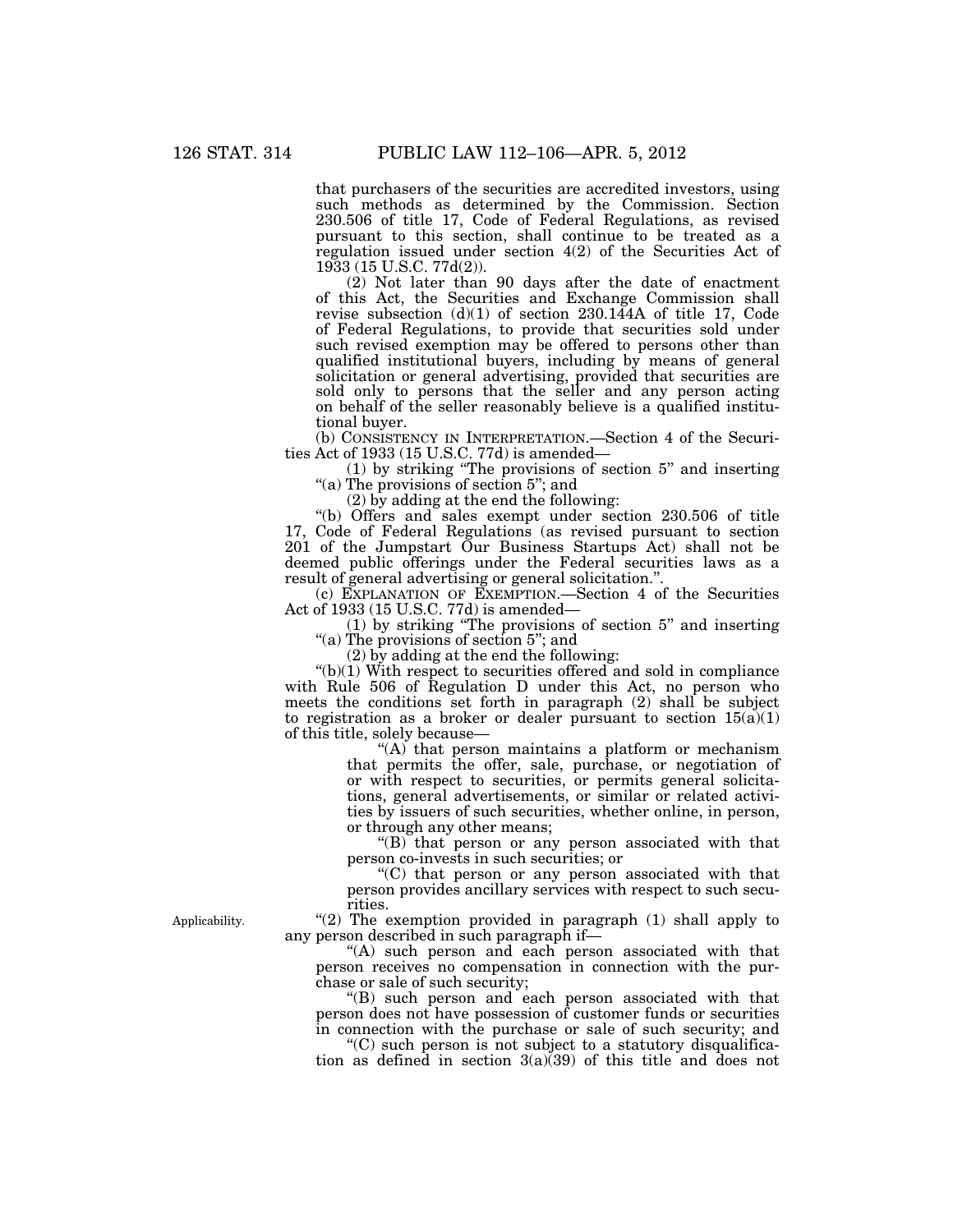that purchasers of the securities are accredited investors, using such methods as determined by the Commission. Section 230.506 of title 17, Code of Federal Regulations, as revised pursuant to this section, shall continue to be treated as a regulation issued under section 4(2) of the Securities Act of 1933 (15 U.S.C. 77d(2)).

(2) Not later than 90 days after the date of enactment of this Act, the Securities and Exchange Commission shall revise subsection (d)(1) of section 230.144A of title 17, Code of Federal Regulations, to provide that securities sold under such revised exemption may be offered to persons other than qualified institutional buyers, including by means of general solicitation or general advertising, provided that securities are sold only to persons that the seller and any person acting on behalf of the seller reasonably believe is a qualified institutional buyer.

(b) CONSISTENCY IN INTERPRETATION.—Section 4 of the Securities Act of 1933 (15 U.S.C. 77d) is amended—

(1) by striking "The provisions of section 5" and inserting "(a) The provisions of section 5"; and

(2) by adding at the end the following:

"(b) Offers and sales exempt under section 230.506 of title 17, Code of Federal Regulations (as revised pursuant to section 201 of the Jumpstart Our Business Startups Act) shall not be deemed public offerings under the Federal securities laws as a result of general advertising or general solicitation.".

(c) EXPLANATION OF EXEMPTION.—Section 4 of the Securities Act of 1933 (15 U.S.C. 77d) is amended—

(1) by striking "The provisions of section 5" and inserting "(a) The provisions of section 5"; and

(2) by adding at the end the following:

"(b)(1) With respect to securities offered and sold in compliance with Rule 506 of Regulation D under this Act, no person who meets the conditions set forth in paragraph (2) shall be subject to registration as a broker or dealer pursuant to section 15(a)(1) of this title, solely because—

"(A) that person maintains a platform or mechanism that permits the offer, sale, purchase, or negotiation of or with respect to securities, or permits general solicitations, general advertisements, or similar or related activities by issuers of such securities, whether online, in person, or through any other means;

"(B) that person or any person associated with that person co-invests in such securities; or

"(C) that person or any person associated with that person provides ancillary services with respect to such securities.

Applicability.

"(2) The exemption provided in paragraph (1) shall apply to any person described in such paragraph if—

"(A) such person and each person associated with that person receives no compensation in connection with the purchase or sale of such security;

"(B) such person and each person associated with that person does not have possession of customer funds or securities in connection with the purchase or sale of such security; and

"(C) such person is not subject to a statutory disqualification as defined in section 3(a)(39) of this title and does not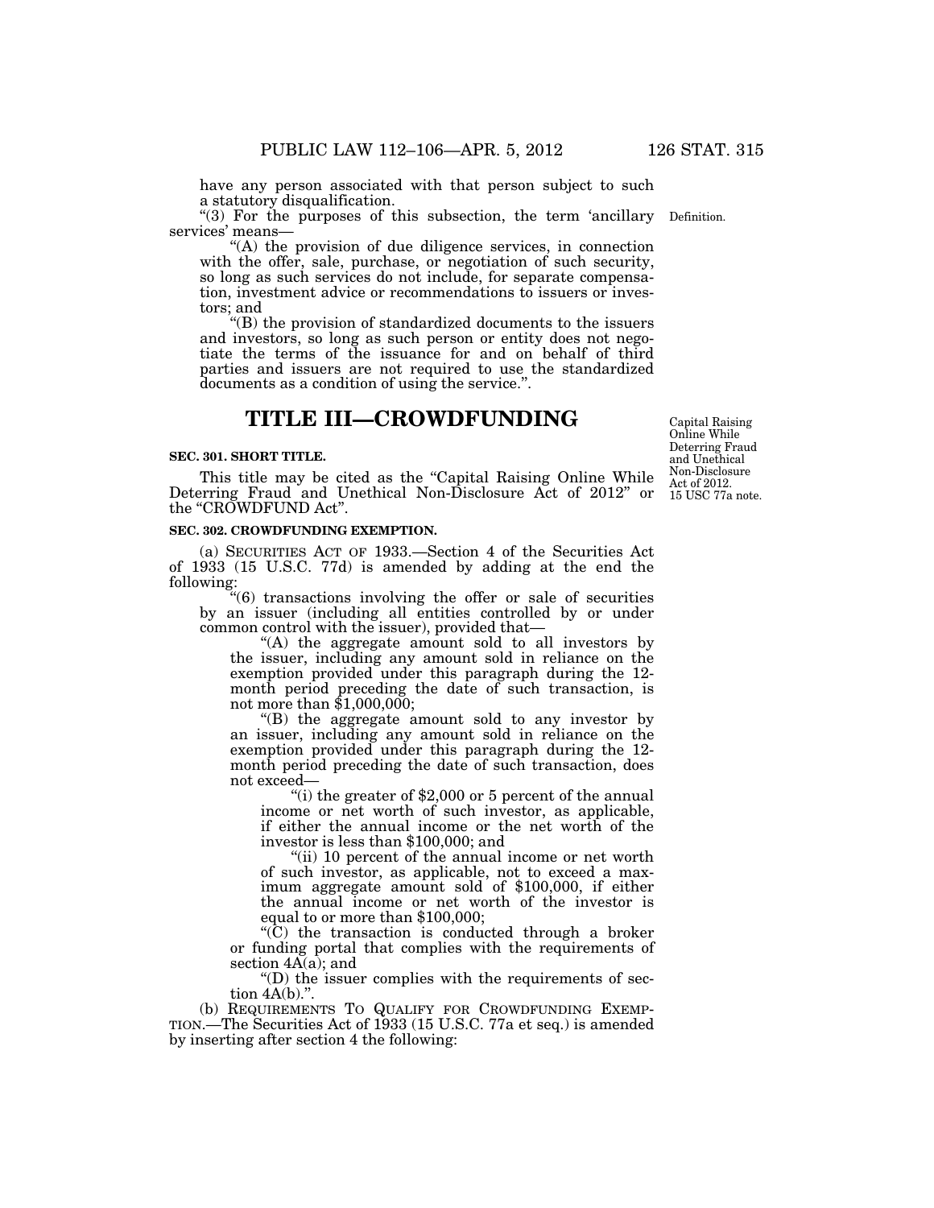have any person associated with that person subject to such a statutory disqualification.

"(3) For the purposes of this subsection, the term 'ancillary services' means—

"(A) the provision of due diligence services, in connection with the offer, sale, purchase, or negotiation of such security, so long as such services do not include, for separate compensation, investment advice or recommendations to issuers or investors; and

"(B) the provision of standardized documents to the issuers and investors, so long as such person or entity does not negotiate the terms of the issuance for and on behalf of third parties and issuers are not required to use the standardized documents as a condition of using the service.".

Definition.

# TITLE III—CROWDFUNDING

Capital Raising Online While Deterring Fraud and Unethical Non-Disclosure Act of 2012. 15 USC 77a note.

**SEC. 301. SHORT TITLE.**

This title may be cited as the "Capital Raising Online While Deterring Fraud and Unethical Non-Disclosure Act of 2012" or the "CROWDFUND Act".

**SEC. 302. CROWDFUNDING EXEMPTION.**

(a) SECURITIES ACT OF 1933.—Section 4 of the Securities Act of 1933 (15 U.S.C. 77d) is amended by adding at the end the following:

"(6) transactions involving the offer or sale of securities by an issuer (including all entities controlled by or under common control with the issuer), provided that—

"(A) the aggregate amount sold to all investors by the issuer, including any amount sold in reliance on the exemption provided under this paragraph during the 12-month period preceding the date of such transaction, is not more than $1,000,000;

"(B) the aggregate amount sold to any investor by an issuer, including any amount sold in reliance on the exemption provided under this paragraph during the 12-month period preceding the date of such transaction, does not exceed—

"(i) the greater of $2,000 or 5 percent of the annual income or net worth of such investor, as applicable, if either the annual income or the net worth of the investor is less than $100,000; and

"(ii) 10 percent of the annual income or net worth of such investor, as applicable, not to exceed a maximum aggregate amount sold of $100,000, if either the annual income or net worth of the investor is equal to or more than $100,000;

"(C) the transaction is conducted through a broker or funding portal that complies with the requirements of section 4A(a); and

"(D) the issuer complies with the requirements of section 4A(b).".

(b) REQUIREMENTS TO QUALIFY FOR CROWDFUNDING EXEMPTION.—The Securities Act of 1933 (15 U.S.C. 77a et seq.) is amended by inserting after section 4 the following: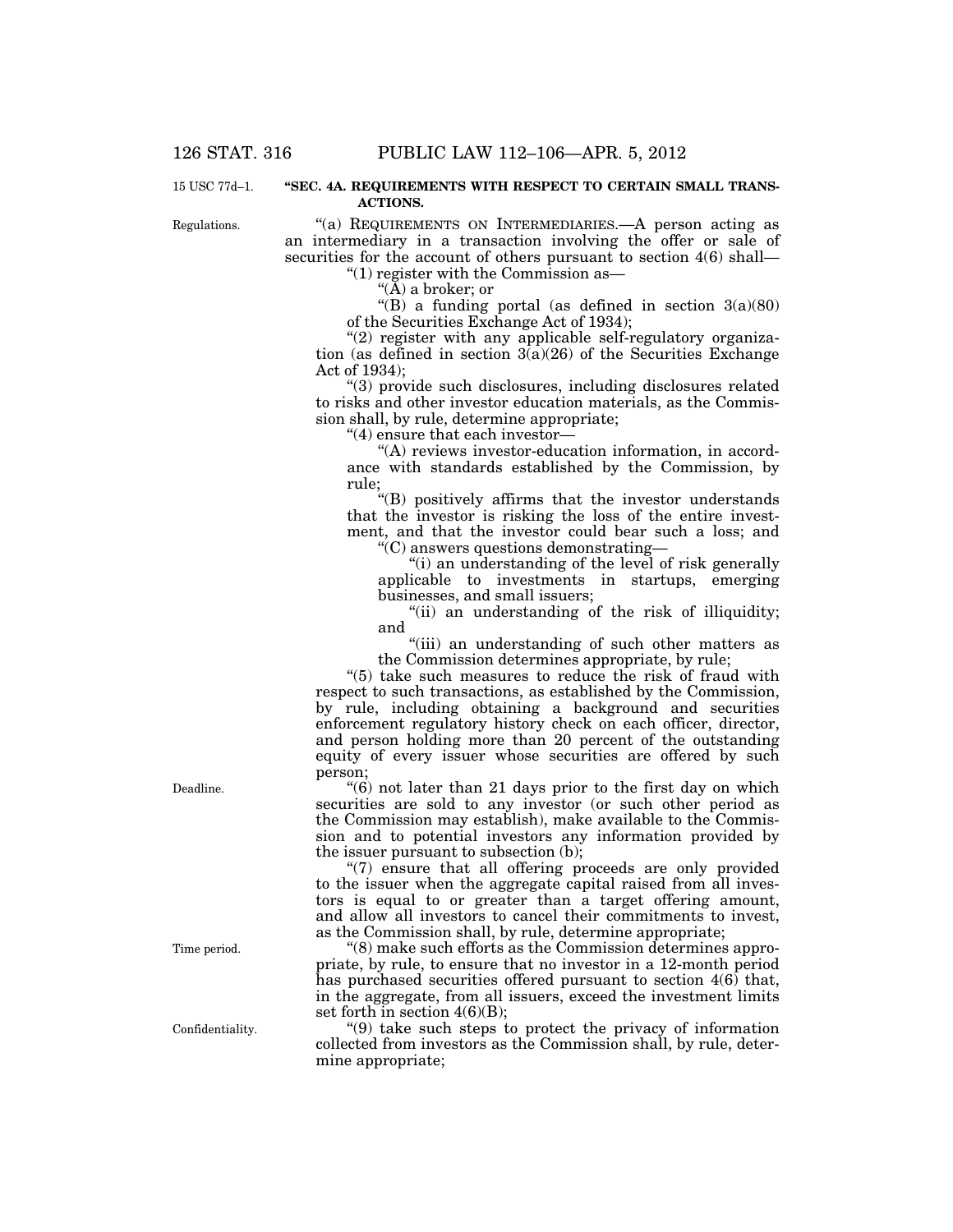15 USC 77d–1.

**"SEC. 4A. REQUIREMENTS WITH RESPECT TO CERTAIN SMALL TRANSACTIONS.**

Regulations.

"(a) REQUIREMENTS ON INTERMEDIARIES.—A person acting as an intermediary in a transaction involving the offer or sale of securities for the account of others pursuant to section 4(6) shall—

"(1) register with the Commission as—

"(A) a broker; or

"(B) a funding portal (as defined in section 3(a)(80) of the Securities Exchange Act of 1934);

"(2) register with any applicable self-regulatory organization (as defined in section 3(a)(26) of the Securities Exchange Act of 1934);

"(3) provide such disclosures, including disclosures related to risks and other investor education materials, as the Commission shall, by rule, determine appropriate;

"(4) ensure that each investor—

"(A) reviews investor-education information, in accordance with standards established by the Commission, by rule;

"(B) positively affirms that the investor understands that the investor is risking the loss of the entire investment, and that the investor could bear such a loss; and

"(C) answers questions demonstrating—

"(i) an understanding of the level of risk generally applicable to investments in startups, emerging businesses, and small issuers;

"(ii) an understanding of the risk of illiquidity; and

"(iii) an understanding of such other matters as the Commission determines appropriate, by rule;

"(5) take such measures to reduce the risk of fraud with respect to such transactions, as established by the Commission, by rule, including obtaining a background and securities enforcement regulatory history check on each officer, director, and person holding more than 20 percent of the outstanding equity of every issuer whose securities are offered by such person;

Deadline.

"(6) not later than 21 days prior to the first day on which securities are sold to any investor (or such other period as the Commission may establish), make available to the Commission and to potential investors any information provided by the issuer pursuant to subsection (b);

"(7) ensure that all offering proceeds are only provided to the issuer when the aggregate capital raised from all investors is equal to or greater than a target offering amount, and allow all investors to cancel their commitments to invest, as the Commission shall, by rule, determine appropriate;

Time period.

"(8) make such efforts as the Commission determines appropriate, by rule, to ensure that no investor in a 12-month period has purchased securities offered pursuant to section 4(6) that, in the aggregate, from all issuers, exceed the investment limits set forth in section 4(6)(B);

Confidentiality.

"(9) take such steps to protect the privacy of information collected from investors as the Commission shall, by rule, determine appropriate;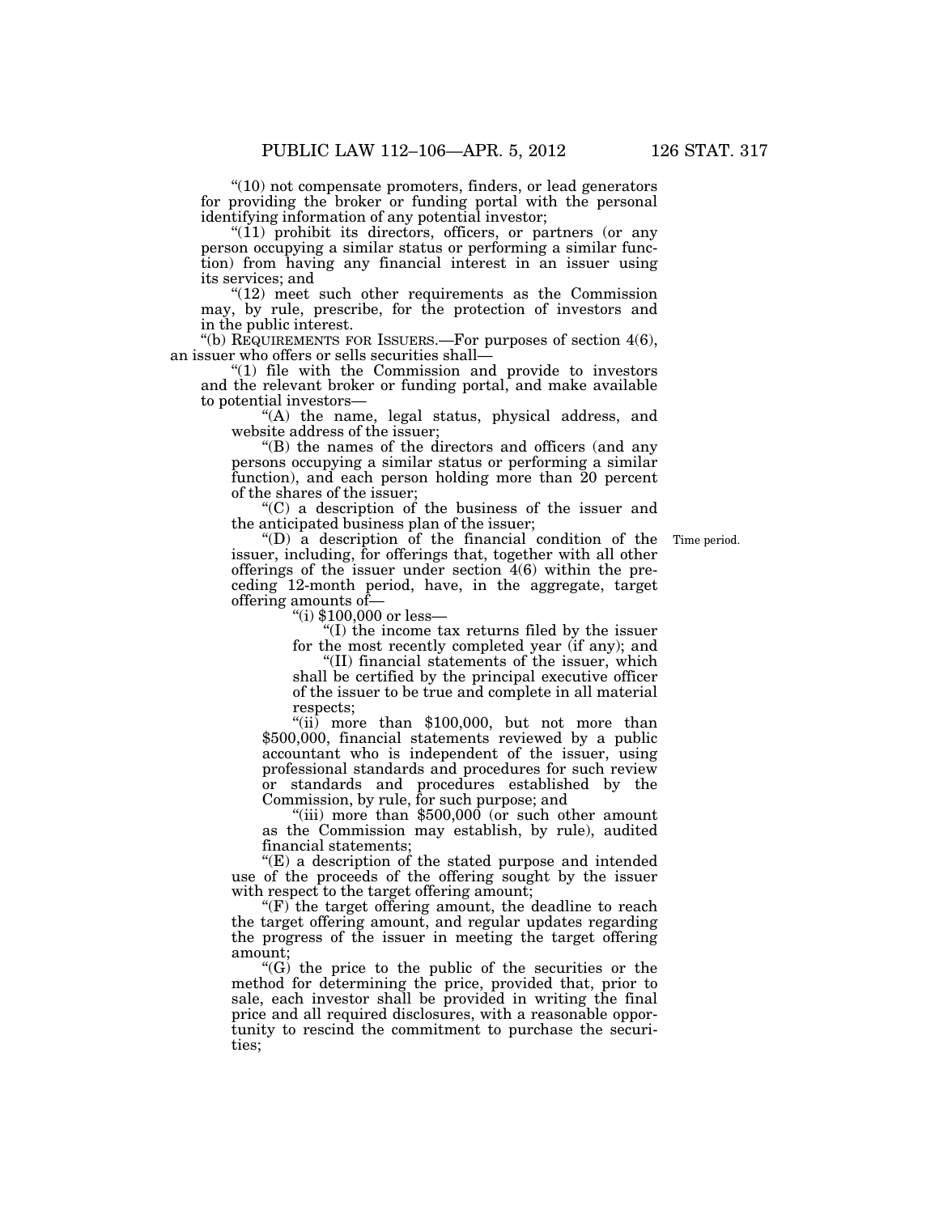"(10) not compensate promoters, finders, or lead generators for providing the broker or funding portal with the personal identifying information of any potential investor;

"(11) prohibit its directors, officers, or partners (or any person occupying a similar status or performing a similar function) from having any financial interest in an issuer using its services; and

"(12) meet such other requirements as the Commission may, by rule, prescribe, for the protection of investors and in the public interest.

"(b) REQUIREMENTS FOR ISSUERS.—For purposes of section 4(6), an issuer who offers or sells securities shall—

"(1) file with the Commission and provide to investors and the relevant broker or funding portal, and make available to potential investors—

"(A) the name, legal status, physical address, and website address of the issuer;

"(B) the names of the directors and officers (and any persons occupying a similar status or performing a similar function), and each person holding more than 20 percent of the shares of the issuer;

"(C) a description of the business of the issuer and the anticipated business plan of the issuer;

"(D) a description of the financial condition of the issuer, including, for offerings that, together with all other offerings of the issuer under section 4(6) within the preceding 12-month period, have, in the aggregate, target offering amounts of—

Time period.

"(i) $100,000 or less—

"(I) the income tax returns filed by the issuer for the most recently completed year (if any); and

"(II) financial statements of the issuer, which shall be certified by the principal executive officer of the issuer to be true and complete in all material respects;

"(ii) more than $100,000, but not more than $500,000, financial statements reviewed by a public accountant who is independent of the issuer, using professional standards and procedures for such review or standards and procedures established by the Commission, by rule, for such purpose; and

"(iii) more than $500,000 (or such other amount as the Commission may establish, by rule), audited financial statements;

"(E) a description of the stated purpose and intended use of the proceeds of the offering sought by the issuer with respect to the target offering amount;

"(F) the target offering amount, the deadline to reach the target offering amount, and regular updates regarding the progress of the issuer in meeting the target offering amount;

"(G) the price to the public of the securities or the method for determining the price, provided that, prior to sale, each investor shall be provided in writing the final price and all required disclosures, with a reasonable opportunity to rescind the commitment to purchase the securities;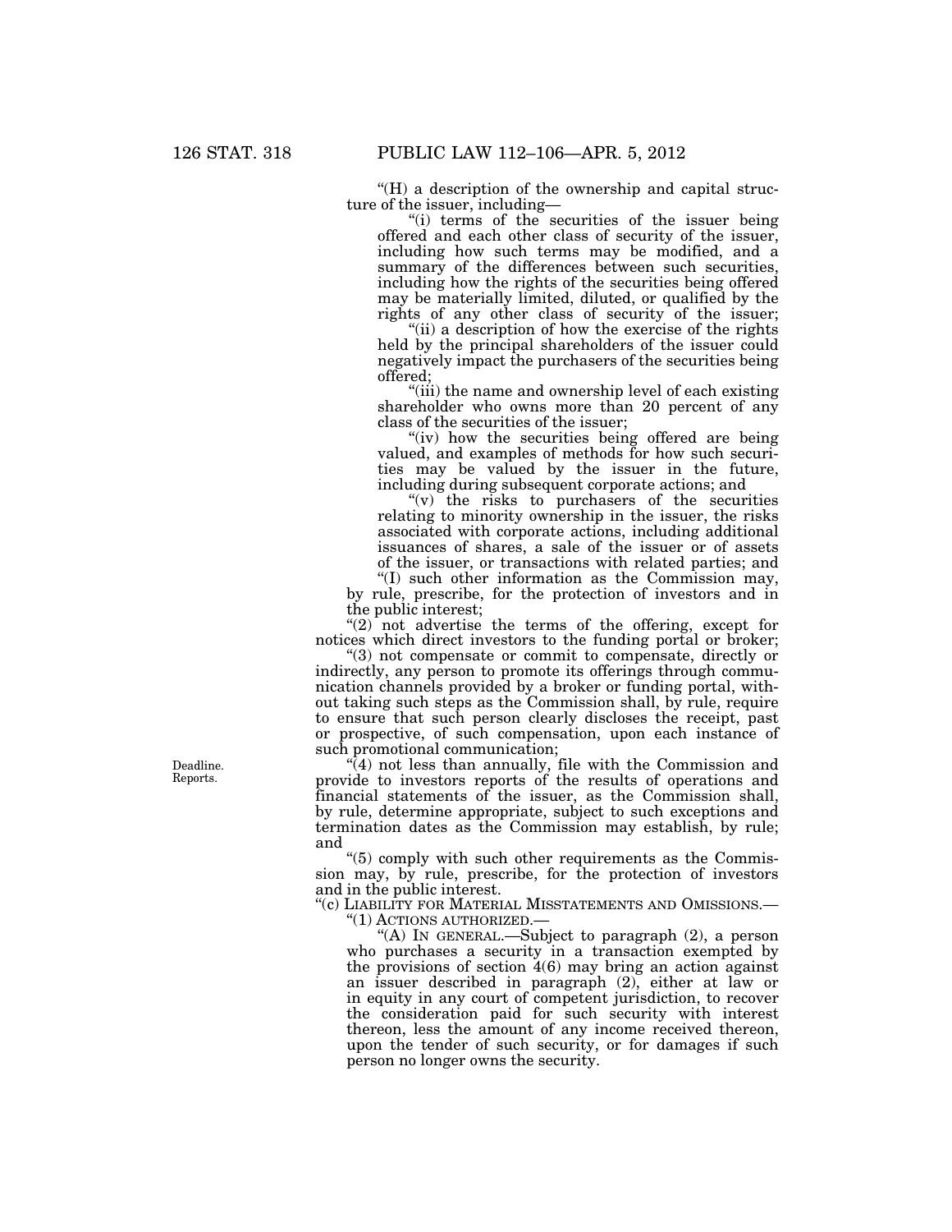"(H) a description of the ownership and capital structure of the issuer, including—

"(i) terms of the securities of the issuer being offered and each other class of security of the issuer, including how such terms may be modified, and a summary of the differences between such securities, including how the rights of the securities being offered may be materially limited, diluted, or qualified by the rights of any other class of security of the issuer;

"(ii) a description of how the exercise of the rights held by the principal shareholders of the issuer could negatively impact the purchasers of the securities being offered;

"(iii) the name and ownership level of each existing shareholder who owns more than 20 percent of any class of the securities of the issuer;

"(iv) how the securities being offered are being valued, and examples of methods for how such securities may be valued by the issuer in the future, including during subsequent corporate actions; and

"(v) the risks to purchasers of the securities relating to minority ownership in the issuer, the risks associated with corporate actions, including additional issuances of shares, a sale of the issuer or of assets of the issuer, or transactions with related parties; and

"(I) such other information as the Commission may, by rule, prescribe, for the protection of investors and in the public interest;

"(2) not advertise the terms of the offering, except for notices which direct investors to the funding portal or broker;

"(3) not compensate or commit to compensate, directly or indirectly, any person to promote its offerings through communication channels provided by a broker or funding portal, without taking such steps as the Commission shall, by rule, require to ensure that such person clearly discloses the receipt, past or prospective, of such compensation, upon each instance of such promotional communication;

Deadline.
Reports.

"(4) not less than annually, file with the Commission and provide to investors reports of the results of operations and financial statements of the issuer, as the Commission shall, by rule, determine appropriate, subject to such exceptions and termination dates as the Commission may establish, by rule; and

"(5) comply with such other requirements as the Commission may, by rule, prescribe, for the protection of investors and in the public interest.

"(c) LIABILITY FOR MATERIAL MISSTATEMENTS AND OMISSIONS.—

"(1) ACTIONS AUTHORIZED.—

"(A) IN GENERAL.—Subject to paragraph (2), a person who purchases a security in a transaction exempted by the provisions of section 4(6) may bring an action against an issuer described in paragraph (2), either at law or in equity in any court of competent jurisdiction, to recover the consideration paid for such security with interest thereon, less the amount of any income received thereon, upon the tender of such security, or for damages if such person no longer owns the security.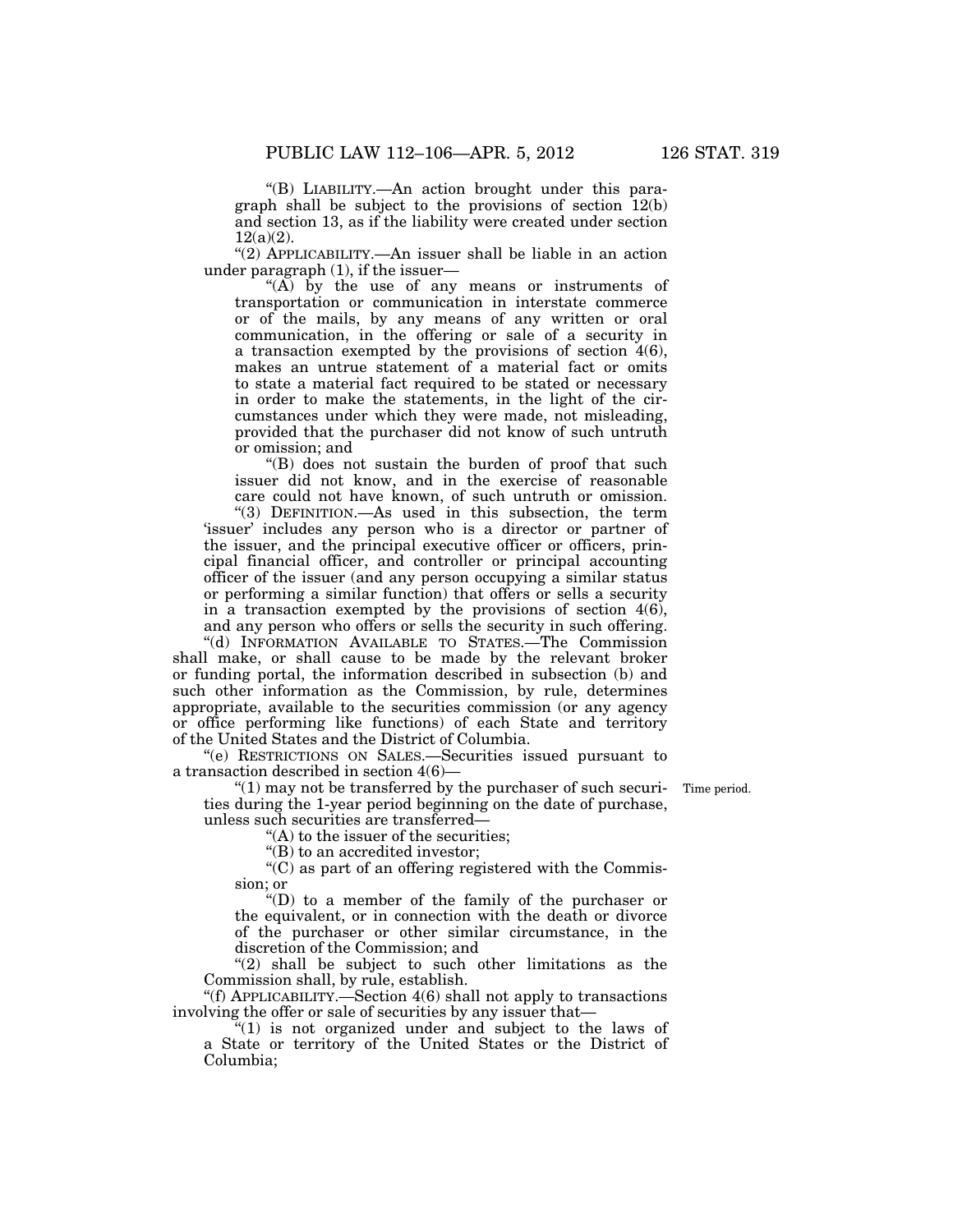"(B) LIABILITY.—An action brought under this paragraph shall be subject to the provisions of section 12(b) and section 13, as if the liability were created under section 12(a)(2).

"(2) APPLICABILITY.—An issuer shall be liable in an action under paragraph (1), if the issuer—

"(A) by the use of any means or instruments of transportation or communication in interstate commerce or of the mails, by any means of any written or oral communication, in the offering or sale of a security in a transaction exempted by the provisions of section 4(6), makes an untrue statement of a material fact or omits to state a material fact required to be stated or necessary in order to make the statements, in the light of the circumstances under which they were made, not misleading, provided that the purchaser did not know of such untruth or omission; and

"(B) does not sustain the burden of proof that such issuer did not know, and in the exercise of reasonable care could not have known, of such untruth or omission.

"(3) DEFINITION.—As used in this subsection, the term 'issuer' includes any person who is a director or partner of the issuer, and the principal executive officer or officers, principal financial officer, and controller or principal accounting officer of the issuer (and any person occupying a similar status or performing a similar function) that offers or sells a security in a transaction exempted by the provisions of section 4(6), and any person who offers or sells the security in such offering.

"(d) INFORMATION AVAILABLE TO STATES.—The Commission shall make, or shall cause to be made by the relevant broker or funding portal, the information described in subsection (b) and such other information as the Commission, by rule, determines appropriate, available to the securities commission (or any agency or office performing like functions) of each State and territory of the United States and the District of Columbia.

"(e) RESTRICTIONS ON SALES.—Securities issued pursuant to a transaction described in section 4(6)—

Time period.

"(1) may not be transferred by the purchaser of such securities during the 1-year period beginning on the date of purchase, unless such securities are transferred—

"(A) to the issuer of the securities;

"(B) to an accredited investor;

"(C) as part of an offering registered with the Commission; or

"(D) to a member of the family of the purchaser or the equivalent, or in connection with the death or divorce of the purchaser or other similar circumstance, in the discretion of the Commission; and

"(2) shall be subject to such other limitations as the Commission shall, by rule, establish.

"(f) APPLICABILITY.—Section 4(6) shall not apply to transactions involving the offer or sale of securities by any issuer that—

"(1) is not organized under and subject to the laws of a State or territory of the United States or the District of Columbia;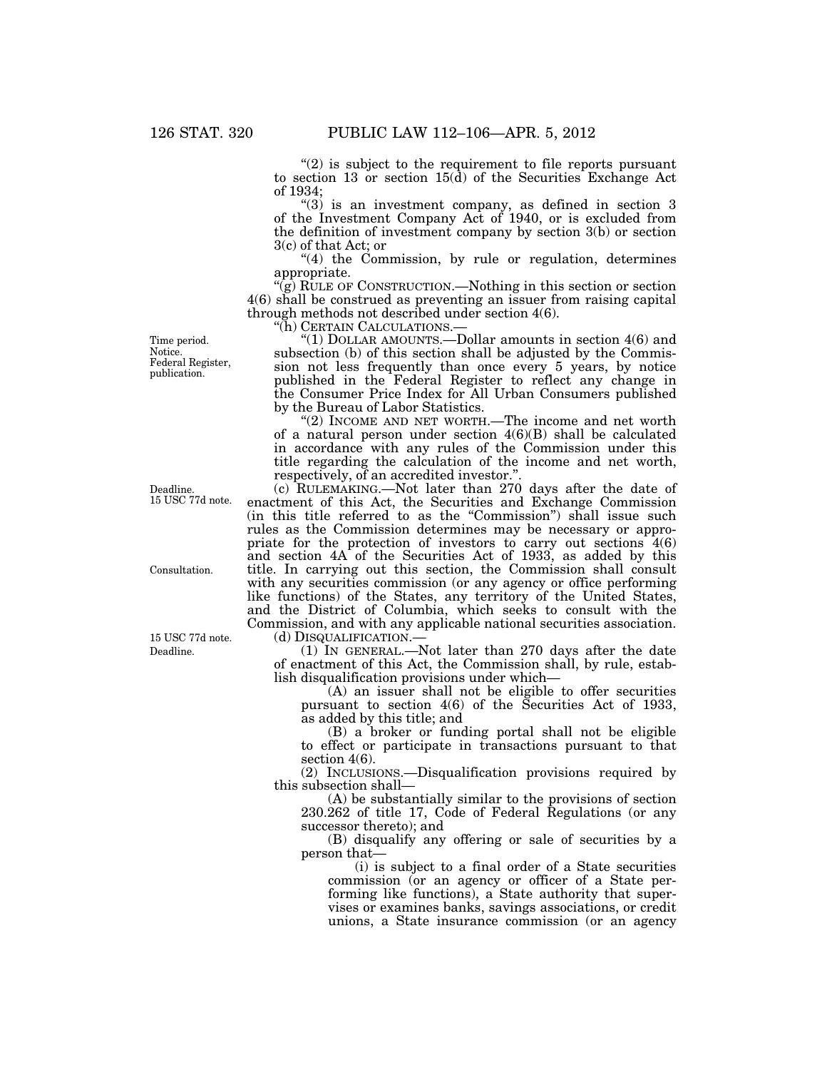"(2) is subject to the requirement to file reports pursuant to section 13 or section 15(d) of the Securities Exchange Act of 1934;

"(3) is an investment company, as defined in section 3 of the Investment Company Act of 1940, or is excluded from the definition of investment company by section 3(b) or section 3(c) of that Act; or

"(4) the Commission, by rule or regulation, determines appropriate.

"(g) RULE OF CONSTRUCTION.—Nothing in this section or section 4(6) shall be construed as preventing an issuer from raising capital through methods not described under section 4(6).

"(h) CERTAIN CALCULATIONS.—

Time period. Notice. Federal Register, publication.

"(1) DOLLAR AMOUNTS.—Dollar amounts in section 4(6) and subsection (b) of this section shall be adjusted by the Commission not less frequently than once every 5 years, by notice published in the Federal Register to reflect any change in the Consumer Price Index for All Urban Consumers published by the Bureau of Labor Statistics.

"(2) INCOME AND NET WORTH.—The income and net worth of a natural person under section 4(6)(B) shall be calculated in accordance with any rules of the Commission under this title regarding the calculation of the income and net worth, respectively, of an accredited investor.".

Deadline. 15 USC 77d note.

(c) RULEMAKING.—Not later than 270 days after the date of enactment of this Act, the Securities and Exchange Commission (in this title referred to as the "Commission") shall issue such rules as the Commission determines may be necessary or appropriate for the protection of investors to carry out sections 4(6) and section 4A of the Securities Act of 1933, as added by this title. In carrying out this section, the Commission shall consult with any securities commission (or any agency or office performing like functions) of the States, any territory of the United States, and the District of Columbia, which seeks to consult with the Commission, and with any applicable national securities association.

Consultation.

15 USC 77d note. Deadline.

(d) DISQUALIFICATION.—

(1) IN GENERAL.—Not later than 270 days after the date of enactment of this Act, the Commission shall, by rule, establish disqualification provisions under which—

(A) an issuer shall not be eligible to offer securities pursuant to section 4(6) of the Securities Act of 1933, as added by this title; and

(B) a broker or funding portal shall not be eligible to effect or participate in transactions pursuant to that section 4(6).

(2) INCLUSIONS.—Disqualification provisions required by this subsection shall—

(A) be substantially similar to the provisions of section 230.262 of title 17, Code of Federal Regulations (or any successor thereto); and

(B) disqualify any offering or sale of securities by a person that—

(i) is subject to a final order of a State securities commission (or an agency or officer of a State performing like functions), a State authority that supervises or examines banks, savings associations, or credit unions, a State insurance commission (or an agency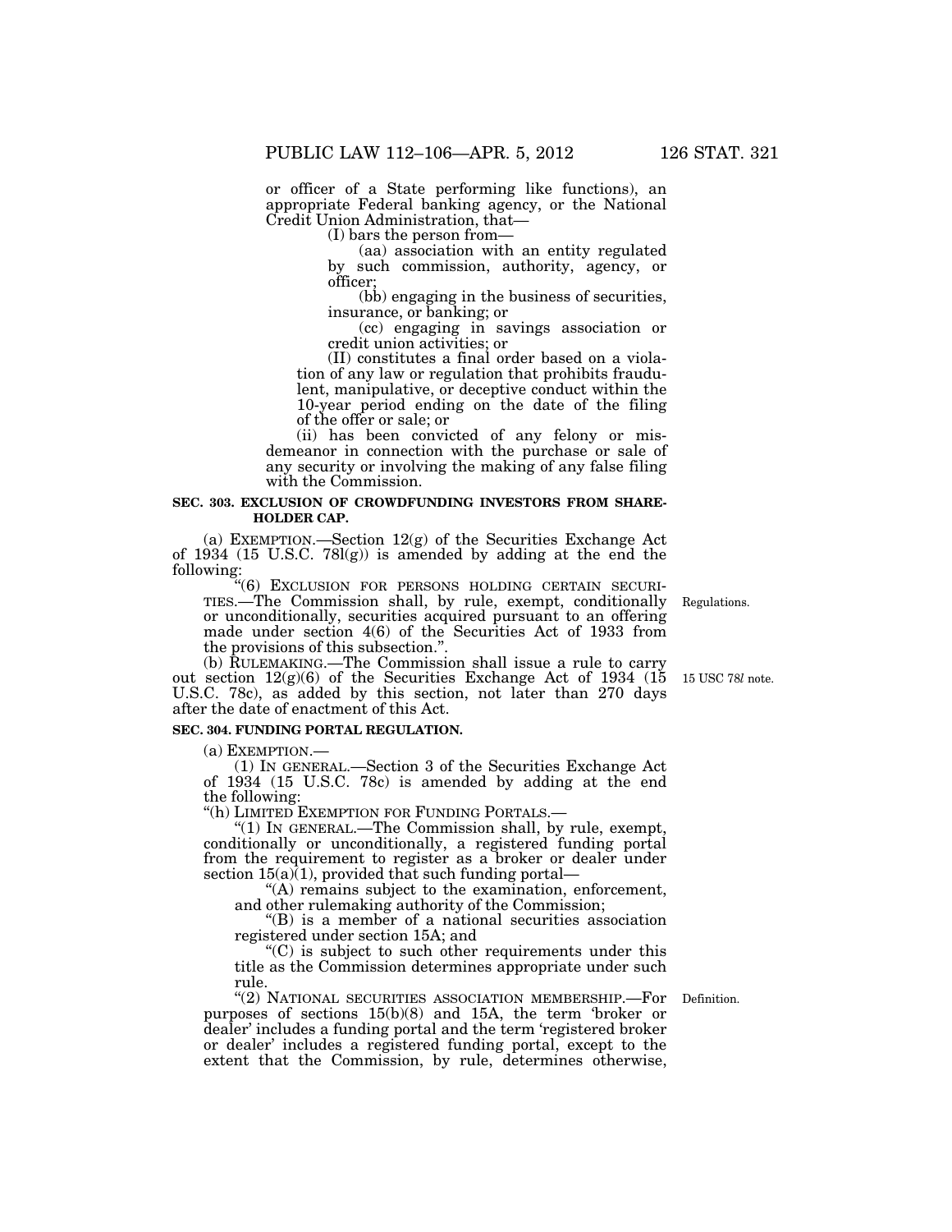or officer of a State performing like functions), an appropriate Federal banking agency, or the National Credit Union Administration, that—

(I) bars the person from—

(aa) association with an entity regulated by such commission, authority, agency, or officer;

(bb) engaging in the business of securities, insurance, or banking; or

(cc) engaging in savings association or credit union activities; or

(II) constitutes a final order based on a violation of any law or regulation that prohibits fraudulent, manipulative, or deceptive conduct within the 10-year period ending on the date of the filing of the offer or sale; or

(ii) has been convicted of any felony or misdemeanor in connection with the purchase or sale of any security or involving the making of any false filing with the Commission.

**SEC. 303. EXCLUSION OF CROWDFUNDING INVESTORS FROM SHAREHOLDER CAP.**

(a) EXEMPTION.—Section 12(g) of the Securities Exchange Act of 1934 (15 U.S.C. 78l(g)) is amended by adding at the end the following:

"(6) EXCLUSION FOR PERSONS HOLDING CERTAIN SECURITIES.—The Commission shall, by rule, exempt, conditionally or unconditionally, securities acquired pursuant to an offering made under section 4(6) of the Securities Act of 1933 from the provisions of this subsection.".

Regulations.

(b) RULEMAKING.—The Commission shall issue a rule to carry out section 12(g)(6) of the Securities Exchange Act of 1934 (15 U.S.C. 78c), as added by this section, not later than 270 days after the date of enactment of this Act.

15 USC 78*l* note.

**SEC. 304. FUNDING PORTAL REGULATION.**

(a) EXEMPTION.—

(1) IN GENERAL.—Section 3 of the Securities Exchange Act of 1934 (15 U.S.C. 78c) is amended by adding at the end the following:

"(h) LIMITED EXEMPTION FOR FUNDING PORTALS.—

"(1) IN GENERAL.—The Commission shall, by rule, exempt, conditionally or unconditionally, a registered funding portal from the requirement to register as a broker or dealer under section 15(a)(1), provided that such funding portal—

"(A) remains subject to the examination, enforcement, and other rulemaking authority of the Commission;

"(B) is a member of a national securities association registered under section 15A; and

"(C) is subject to such other requirements under this title as the Commission determines appropriate under such rule.

"(2) NATIONAL SECURITIES ASSOCIATION MEMBERSHIP.—For purposes of sections 15(b)(8) and 15A, the term 'broker or dealer' includes a funding portal and the term 'registered broker or dealer' includes a registered funding portal, except to the extent that the Commission, by rule, determines otherwise,

Definition.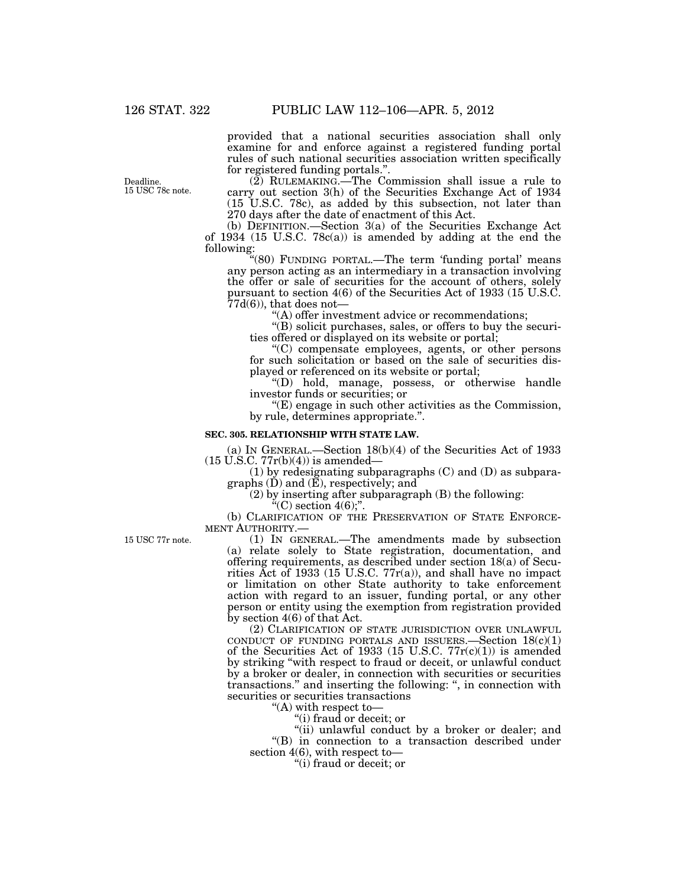provided that a national securities association shall only examine for and enforce against a registered funding portal rules of such national securities association written specifically for registered funding portals.".

Deadline. 15 USC 78c note.

(2) RULEMAKING.—The Commission shall issue a rule to carry out section 3(h) of the Securities Exchange Act of 1934 (15 U.S.C. 78c), as added by this subsection, not later than 270 days after the date of enactment of this Act.

(b) DEFINITION.—Section 3(a) of the Securities Exchange Act of 1934 (15 U.S.C. 78c(a)) is amended by adding at the end the following:

"(80) FUNDING PORTAL.—The term 'funding portal' means any person acting as an intermediary in a transaction involving the offer or sale of securities for the account of others, solely pursuant to section 4(6) of the Securities Act of 1933 (15 U.S.C. 77d(6)), that does not—

"(A) offer investment advice or recommendations;

"(B) solicit purchases, sales, or offers to buy the securities offered or displayed on its website or portal;

"(C) compensate employees, agents, or other persons for such solicitation or based on the sale of securities displayed or referenced on its website or portal;

"(D) hold, manage, possess, or otherwise handle investor funds or securities; or

"(E) engage in such other activities as the Commission, by rule, determines appropriate.".

**SEC. 305. RELATIONSHIP WITH STATE LAW.**

(a) IN GENERAL.—Section 18(b)(4) of the Securities Act of 1933 (15 U.S.C. 77r(b)(4)) is amended—

(1) by redesignating subparagraphs (C) and (D) as subparagraphs (D) and (E), respectively; and

(2) by inserting after subparagraph (B) the following:

"(C) section 4(6);".

(b) CLARIFICATION OF THE PRESERVATION OF STATE ENFORCEMENT AUTHORITY.—

15 USC 77r note.

(1) IN GENERAL.—The amendments made by subsection (a) relate solely to State registration, documentation, and offering requirements, as described under section 18(a) of Securities Act of 1933 (15 U.S.C. 77r(a)), and shall have no impact or limitation on other State authority to take enforcement action with regard to an issuer, funding portal, or any other person or entity using the exemption from registration provided by section 4(6) of that Act.

(2) CLARIFICATION OF STATE JURISDICTION OVER UNLAWFUL CONDUCT OF FUNDING PORTALS AND ISSUERS.—Section 18(c)(1) of the Securities Act of 1933 (15 U.S.C. 77r(c)(1)) is amended by striking "with respect to fraud or deceit, or unlawful conduct by a broker or dealer, in connection with securities or securities transactions." and inserting the following: ", in connection with securities or securities transactions

"(A) with respect to—

"(i) fraud or deceit; or

"(ii) unlawful conduct by a broker or dealer; and

"(B) in connection to a transaction described under section 4(6), with respect to—

"(i) fraud or deceit; or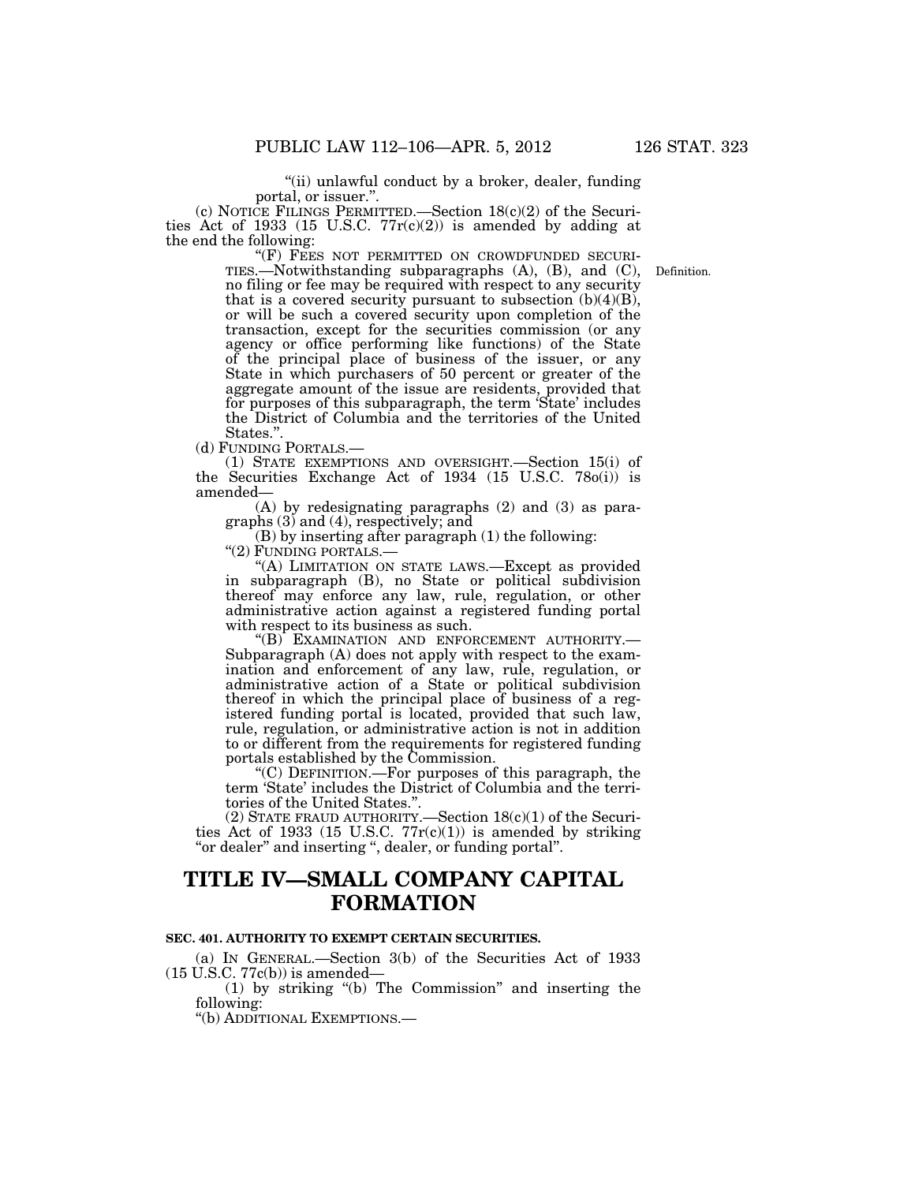"(ii) unlawful conduct by a broker, dealer, funding portal, or issuer.".

(c) NOTICE FILINGS PERMITTED.—Section 18(c)(2) of the Securities Act of 1933 (15 U.S.C. 77r(c)(2)) is amended by adding at the end the following:

"(F) FEES NOT PERMITTED ON CROWDFUNDED SECURITIES.—Notwithstanding subparagraphs (A), (B), and (C), no filing or fee may be required with respect to any security that is a covered security pursuant to subsection (b)(4)(B), or will be such a covered security upon completion of the transaction, except for the securities commission (or any agency or office performing like functions) of the State of the principal place of business of the issuer, or any State in which purchasers of 50 percent or greater of the aggregate amount of the issue are residents, provided that for purposes of this subparagraph, the term 'State' includes the District of Columbia and the territories of the United States.".

Definition.

(d) FUNDING PORTALS.—

(1) STATE EXEMPTIONS AND OVERSIGHT.—Section 15(i) of the Securities Exchange Act of 1934 (15 U.S.C. 78o(i)) is amended—

(A) by redesignating paragraphs (2) and (3) as paragraphs (3) and (4), respectively; and

(B) by inserting after paragraph (1) the following:

"(2) FUNDING PORTALS.—

"(A) LIMITATION ON STATE LAWS.—Except as provided in subparagraph (B), no State or political subdivision thereof may enforce any law, rule, regulation, or other administrative action against a registered funding portal with respect to its business as such.

"(B) EXAMINATION AND ENFORCEMENT AUTHORITY.—Subparagraph (A) does not apply with respect to the examination and enforcement of any law, rule, regulation, or administrative action of a State or political subdivision thereof in which the principal place of business of a registered funding portal is located, provided that such law, rule, regulation, or administrative action is not in addition to or different from the requirements for registered funding portals established by the Commission.

"(C) DEFINITION.—For purposes of this paragraph, the term 'State' includes the District of Columbia and the territories of the United States.".

(2) STATE FRAUD AUTHORITY.—Section 18(c)(1) of the Securities Act of 1933 (15 U.S.C. 77r(c)(1)) is amended by striking "or dealer" and inserting ", dealer, or funding portal".

# TITLE IV—SMALL COMPANY CAPITAL FORMATION

### SEC. 401. AUTHORITY TO EXEMPT CERTAIN SECURITIES.

(a) IN GENERAL.—Section 3(b) of the Securities Act of 1933 (15 U.S.C. 77c(b)) is amended—

(1) by striking "(b) The Commission" and inserting the following:

"(b) ADDITIONAL EXEMPTIONS.—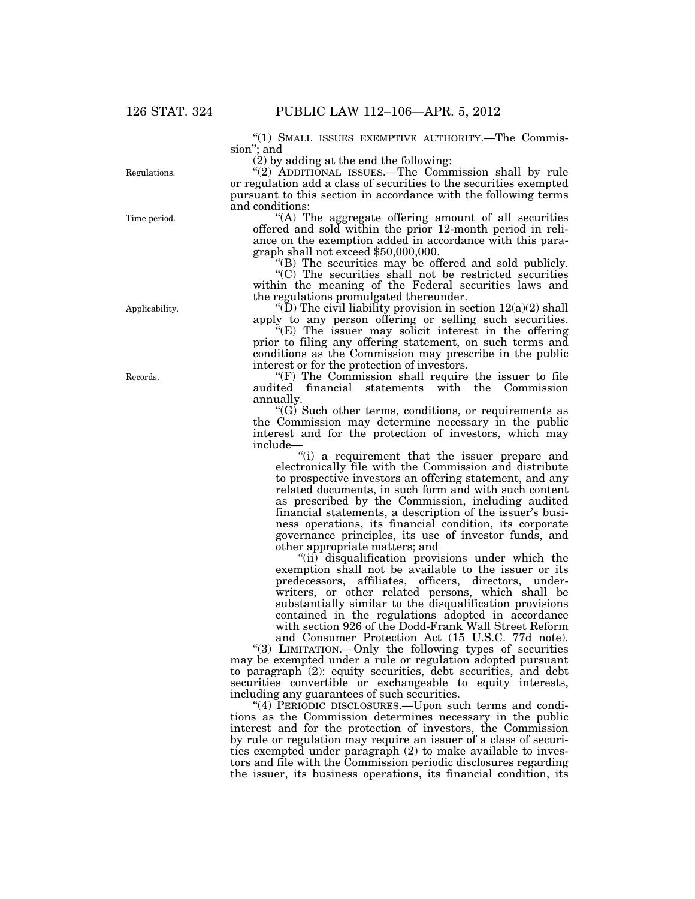"(1) SMALL ISSUES EXEMPTIVE AUTHORITY.—The Commission"; and

(2) by adding at the end the following:

Regulations.

"(2) ADDITIONAL ISSUES.—The Commission shall by rule or regulation add a class of securities to the securities exempted pursuant to this section in accordance with the following terms and conditions:

Time period.

"(A) The aggregate offering amount of all securities offered and sold within the prior 12-month period in reliance on the exemption added in accordance with this paragraph shall not exceed $50,000,000.

"(B) The securities may be offered and sold publicly.

"(C) The securities shall not be restricted securities within the meaning of the Federal securities laws and the regulations promulgated thereunder.

Applicability.

"(D) The civil liability provision in section 12(a)(2) shall apply to any person offering or selling such securities.

"(E) The issuer may solicit interest in the offering prior to filing any offering statement, on such terms and conditions as the Commission may prescribe in the public interest or for the protection of investors.

Records.

"(F) The Commission shall require the issuer to file audited financial statements with the Commission annually.

"(G) Such other terms, conditions, or requirements as the Commission may determine necessary in the public interest and for the protection of investors, which may include—

"(i) a requirement that the issuer prepare and electronically file with the Commission and distribute to prospective investors an offering statement, and any related documents, in such form and with such content as prescribed by the Commission, including audited financial statements, a description of the issuer's business operations, its financial condition, its corporate governance principles, its use of investor funds, and other appropriate matters; and

"(ii) disqualification provisions under which the exemption shall not be available to the issuer or its predecessors, affiliates, officers, directors, underwriters, or other related persons, which shall be substantially similar to the disqualification provisions contained in the regulations adopted in accordance with section 926 of the Dodd-Frank Wall Street Reform and Consumer Protection Act (15 U.S.C. 77d note).

"(3) LIMITATION.—Only the following types of securities may be exempted under a rule or regulation adopted pursuant to paragraph (2): equity securities, debt securities, and debt securities convertible or exchangeable to equity interests, including any guarantees of such securities.

"(4) PERIODIC DISCLOSURES.—Upon such terms and conditions as the Commission determines necessary in the public interest and for the protection of investors, the Commission by rule or regulation may require an issuer of a class of securities exempted under paragraph (2) to make available to investors and file with the Commission periodic disclosures regarding the issuer, its business operations, its financial condition, its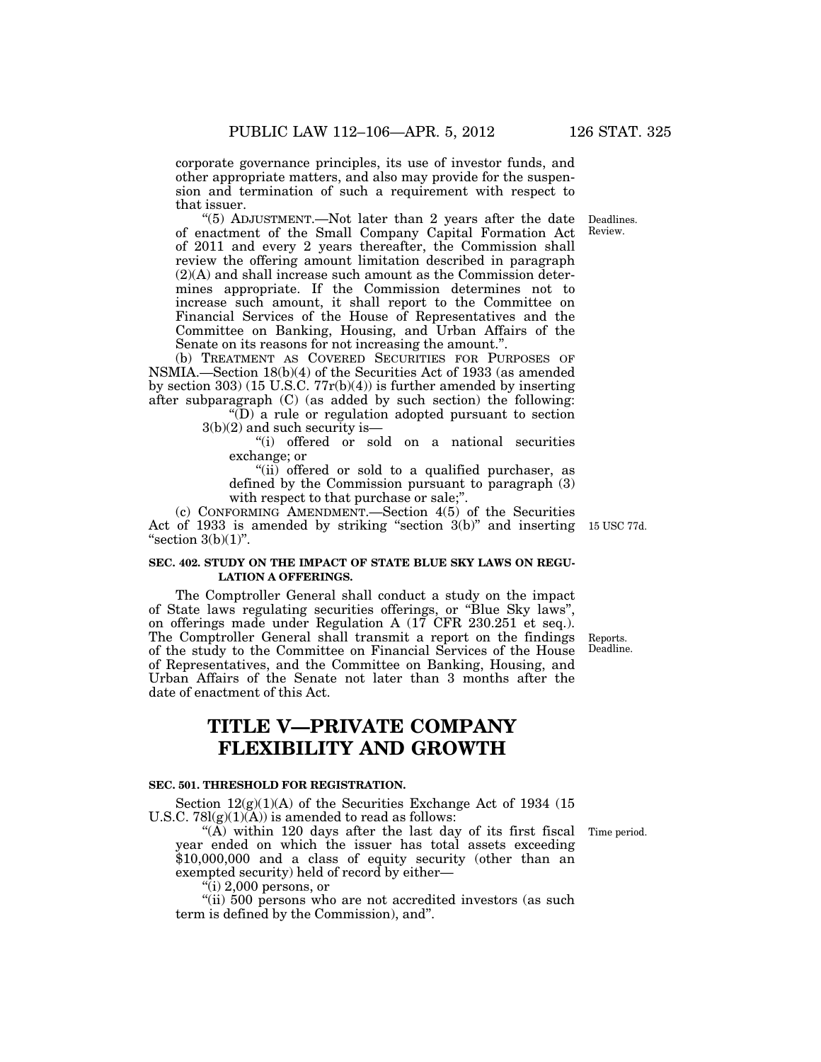corporate governance principles, its use of investor funds, and other appropriate matters, and also may provide for the suspension and termination of such a requirement with respect to that issuer.

"(5) ADJUSTMENT.—Not later than 2 years after the date of enactment of the Small Company Capital Formation Act of 2011 and every 2 years thereafter, the Commission shall review the offering amount limitation described in paragraph (2)(A) and shall increase such amount as the Commission determines appropriate. If the Commission determines not to increase such amount, it shall report to the Committee on Financial Services of the House of Representatives and the Committee on Banking, Housing, and Urban Affairs of the Senate on its reasons for not increasing the amount.".

Deadlines. Review.

(b) TREATMENT AS COVERED SECURITIES FOR PURPOSES OF NSMIA.—Section 18(b)(4) of the Securities Act of 1933 (as amended by section 303) (15 U.S.C. 77r(b)(4)) is further amended by inserting after subparagraph (C) (as added by such section) the following:

"(D) a rule or regulation adopted pursuant to section 3(b)(2) and such security is—

"(i) offered or sold on a national securities exchange; or

"(ii) offered or sold to a qualified purchaser, as defined by the Commission pursuant to paragraph (3) with respect to that purchase or sale;".

(c) CONFORMING AMENDMENT.—Section 4(5) of the Securities Act of 1933 is amended by striking "section 3(b)" and inserting "section 3(b)(1)".

15 USC 77d.

#### SEC. 402. STUDY ON THE IMPACT OF STATE BLUE SKY LAWS ON REGULATION A OFFERINGS.

The Comptroller General shall conduct a study on the impact of State laws regulating securities offerings, or "Blue Sky laws", on offerings made under Regulation A (17 CFR 230.251 et seq.). The Comptroller General shall transmit a report on the findings of the study to the Committee on Financial Services of the House of Representatives, and the Committee on Banking, Housing, and Urban Affairs of the Senate not later than 3 months after the date of enactment of this Act.

Reports. Deadline.

## TITLE V—PRIVATE COMPANY FLEXIBILITY AND GROWTH

#### SEC. 501. THRESHOLD FOR REGISTRATION.

Section 12(g)(1)(A) of the Securities Exchange Act of 1934 (15 U.S.C. 78l(g)(1)(A)) is amended to read as follows:

"(A) within 120 days after the last day of its first fiscal year ended on which the issuer has total assets exceeding $10,000,000 and a class of equity security (other than an exempted security) held of record by either—

Time period.

"(i) 2,000 persons, or

"(ii) 500 persons who are not accredited investors (as such term is defined by the Commission), and".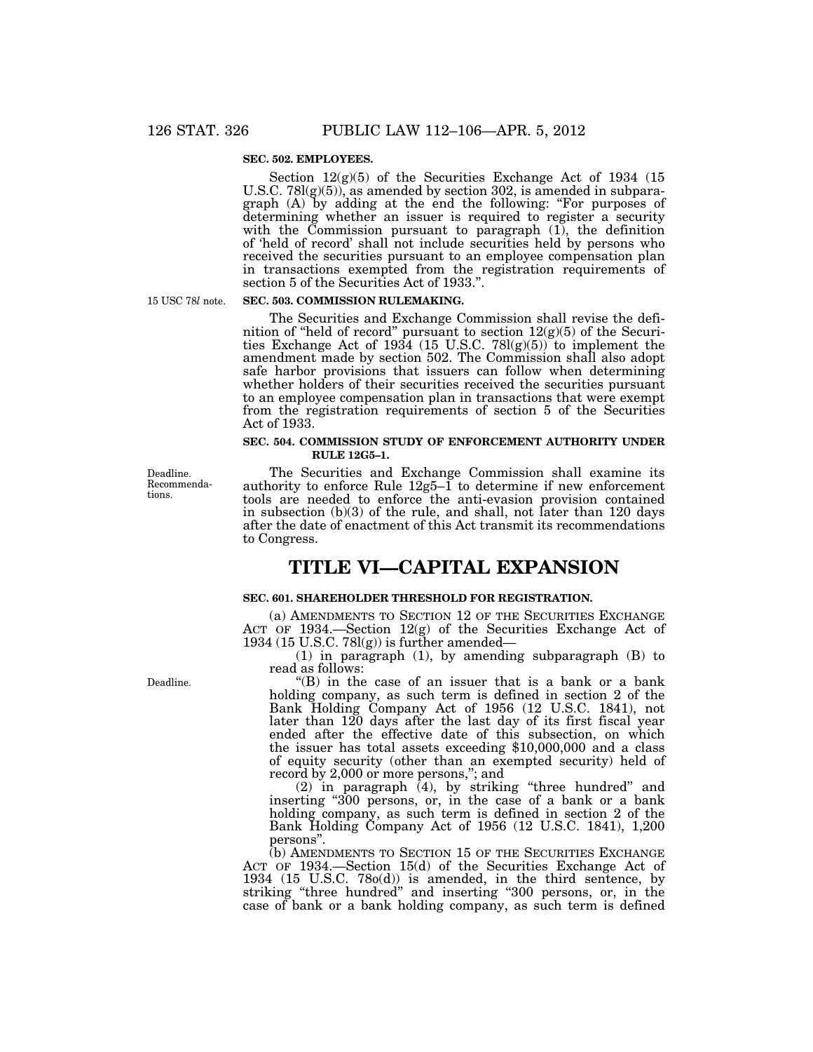**SEC. 502. EMPLOYEES.**

Section 12(g)(5) of the Securities Exchange Act of 1934 (15 U.S.C. 78l(g)(5)), as amended by section 302, is amended in subparagraph (A) by adding at the end the following: "For purposes of determining whether an issuer is required to register a security with the Commission pursuant to paragraph (1), the definition of 'held of record' shall not include securities held by persons who received the securities pursuant to an employee compensation plan in transactions exempted from the registration requirements of section 5 of the Securities Act of 1933.".

15 USC 78*l* note.

**SEC. 503. COMMISSION RULEMAKING.**

The Securities and Exchange Commission shall revise the definition of "held of record" pursuant to section 12(g)(5) of the Securities Exchange Act of 1934 (15 U.S.C. 78l(g)(5)) to implement the amendment made by section 502. The Commission shall also adopt safe harbor provisions that issuers can follow when determining whether holders of their securities received the securities pursuant to an employee compensation plan in transactions that were exempt from the registration requirements of section 5 of the Securities Act of 1933.

**SEC. 504. COMMISSION STUDY OF ENFORCEMENT AUTHORITY UNDER RULE 12G5–1.**

Deadline. Recommendations.

The Securities and Exchange Commission shall examine its authority to enforce Rule 12g5–1 to determine if new enforcement tools are needed to enforce the anti-evasion provision contained in subsection (b)(3) of the rule, and shall, not later than 120 days after the date of enactment of this Act transmit its recommendations to Congress.

# TITLE VI—CAPITAL EXPANSION

**SEC. 601. SHAREHOLDER THRESHOLD FOR REGISTRATION.**

(a) AMENDMENTS TO SECTION 12 OF THE SECURITIES EXCHANGE ACT OF 1934.—Section 12(g) of the Securities Exchange Act of 1934 (15 U.S.C. 78l(g)) is further amended—

(1) in paragraph (1), by amending subparagraph (B) to read as follows:

Deadline.

"(B) in the case of an issuer that is a bank or a bank holding company, as such term is defined in section 2 of the Bank Holding Company Act of 1956 (12 U.S.C. 1841), not later than 120 days after the last day of its first fiscal year ended after the effective date of this subsection, on which the issuer has total assets exceeding $10,000,000 and a class of equity security (other than an exempted security) held of record by 2,000 or more persons,"; and

(2) in paragraph (4), by striking "three hundred" and inserting "300 persons, or, in the case of a bank or a bank holding company, as such term is defined in section 2 of the Bank Holding Company Act of 1956 (12 U.S.C. 1841), 1,200 persons".

(b) AMENDMENTS TO SECTION 15 OF THE SECURITIES EXCHANGE ACT OF 1934.—Section 15(d) of the Securities Exchange Act of 1934 (15 U.S.C. 78o(d)) is amended, in the third sentence, by striking "three hundred" and inserting "300 persons, or, in the case of bank or a bank holding company, as such term is defined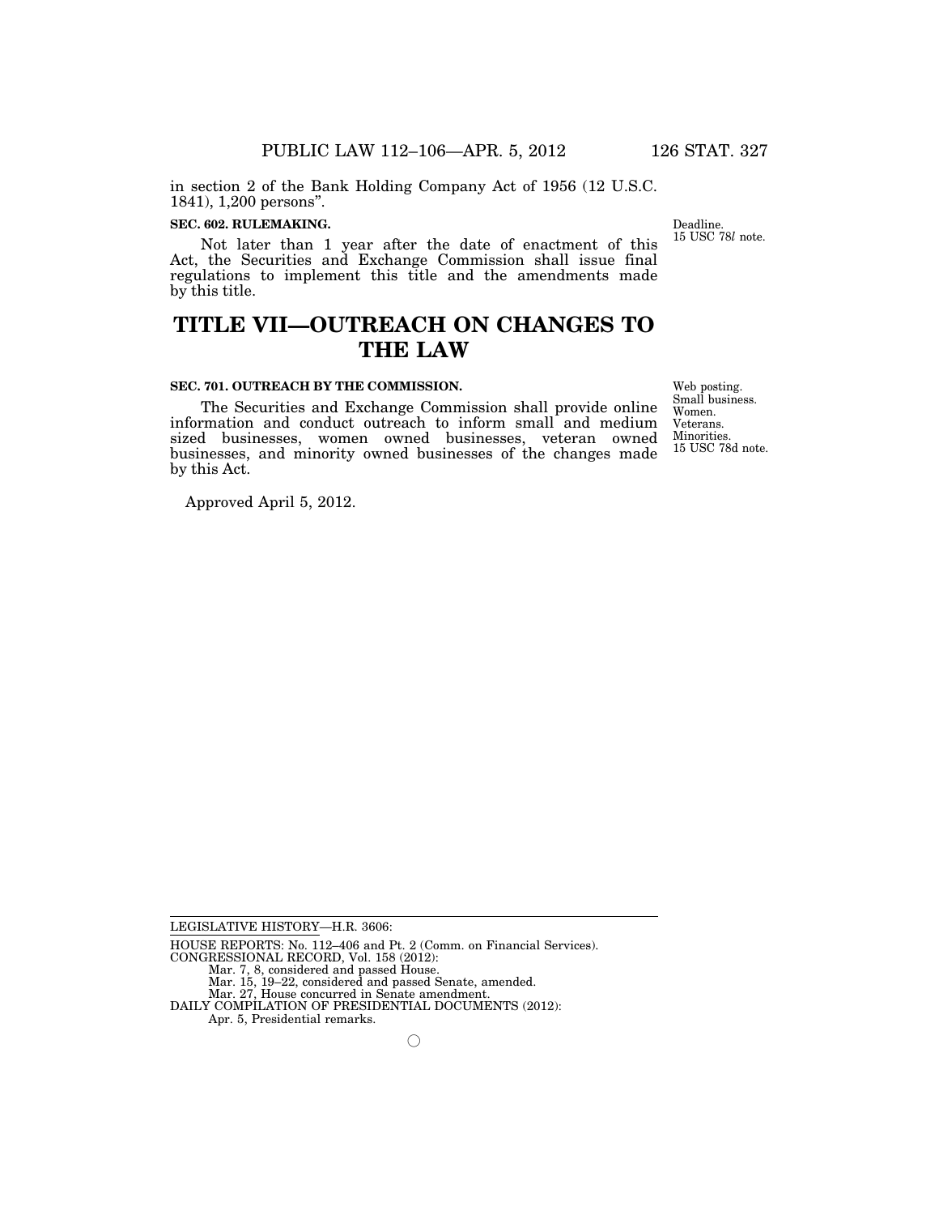in section 2 of the Bank Holding Company Act of 1956 (12 U.S.C. 1841), 1,200 persons".

**SEC. 602. RULEMAKING.**

Deadline.
15 USC 78*l* note.

Not later than 1 year after the date of enactment of this Act, the Securities and Exchange Commission shall issue final regulations to implement this title and the amendments made by this title.

# TITLE VII—OUTREACH ON CHANGES TO THE LAW

**SEC. 701. OUTREACH BY THE COMMISSION.**

Web posting.
Small business.
Women.
Veterans.
Minorities.
15 USC 78d note.

The Securities and Exchange Commission shall provide online information and conduct outreach to inform small and medium sized businesses, women owned businesses, veteran owned businesses, and minority owned businesses of the changes made by this Act.

Approved April 5, 2012.

---

LEGISLATIVE HISTORY—H.R. 3606:

HOUSE REPORTS: No. 112–406 and Pt. 2 (Comm. on Financial Services).
CONGRESSIONAL RECORD, Vol. 158 (2012):
- Mar. 7, 8, considered and passed House.
- Mar. 15, 19–22, considered and passed Senate, amended.
- Mar. 27, House concurred in Senate amendment.

DAILY COMPILATION OF PRESIDENTIAL DOCUMENTS (2012):
- Apr. 5, Presidential remarks.

○